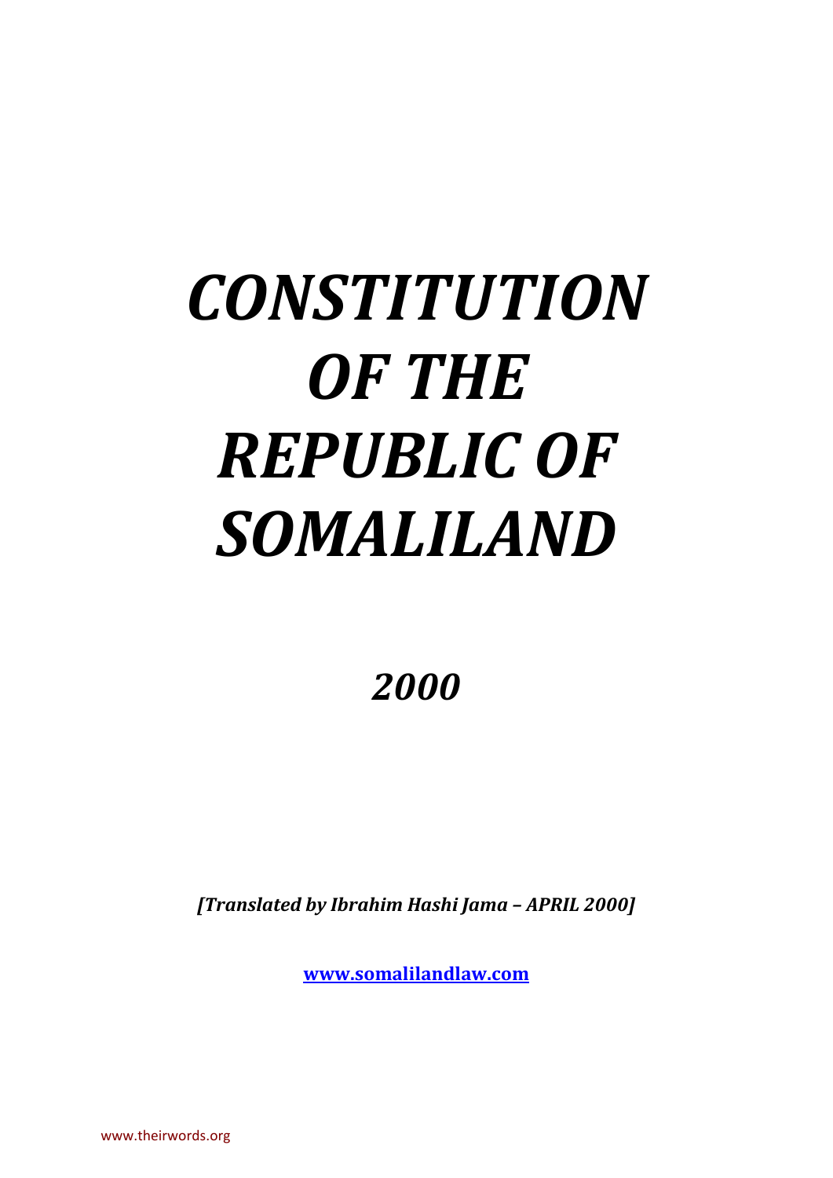# *CONSTITUTION OF THE REPUBLIC OF SOMALILAND*

## *2000*

***[Translated by Ibrahim Hashi Jama – APRIL 2000]***

**www.somalilandlaw.com**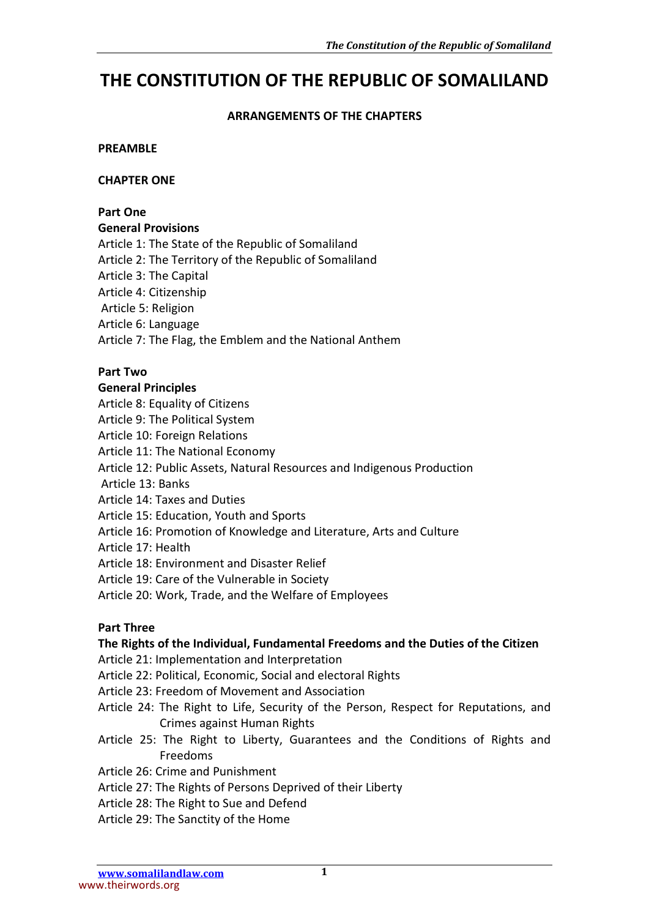# THE CONSTITUTION OF THE REPUBLIC OF SOMALILAND

**ARRANGEMENTS OF THE CHAPTERS**

**PREAMBLE**

**CHAPTER ONE**

**Part One**
**General Provisions**

Article 1: The State of the Republic of Somaliland
Article 2: The Territory of the Republic of Somaliland
Article 3: The Capital
Article 4: Citizenship
Article 5: Religion
Article 6: Language
Article 7: The Flag, the Emblem and the National Anthem

**Part Two**
**General Principles**

Article 8: Equality of Citizens
Article 9: The Political System
Article 10: Foreign Relations
Article 11: The National Economy
Article 12: Public Assets, Natural Resources and Indigenous Production
Article 13: Banks
Article 14: Taxes and Duties
Article 15: Education, Youth and Sports
Article 16: Promotion of Knowledge and Literature, Arts and Culture
Article 17: Health
Article 18: Environment and Disaster Relief
Article 19: Care of the Vulnerable in Society
Article 20: Work, Trade, and the Welfare of Employees

**Part Three**
**The Rights of the Individual, Fundamental Freedoms and the Duties of the Citizen**

Article 21: Implementation and Interpretation
Article 22: Political, Economic, Social and electoral Rights
Article 23: Freedom of Movement and Association
Article 24: The Right to Life, Security of the Person, Respect for Reputations, and Crimes against Human Rights
Article 25: The Right to Liberty, Guarantees and the Conditions of Rights and Freedoms
Article 26: Crime and Punishment
Article 27: The Rights of Persons Deprived of their Liberty
Article 28: The Right to Sue and Defend
Article 29: The Sanctity of the Home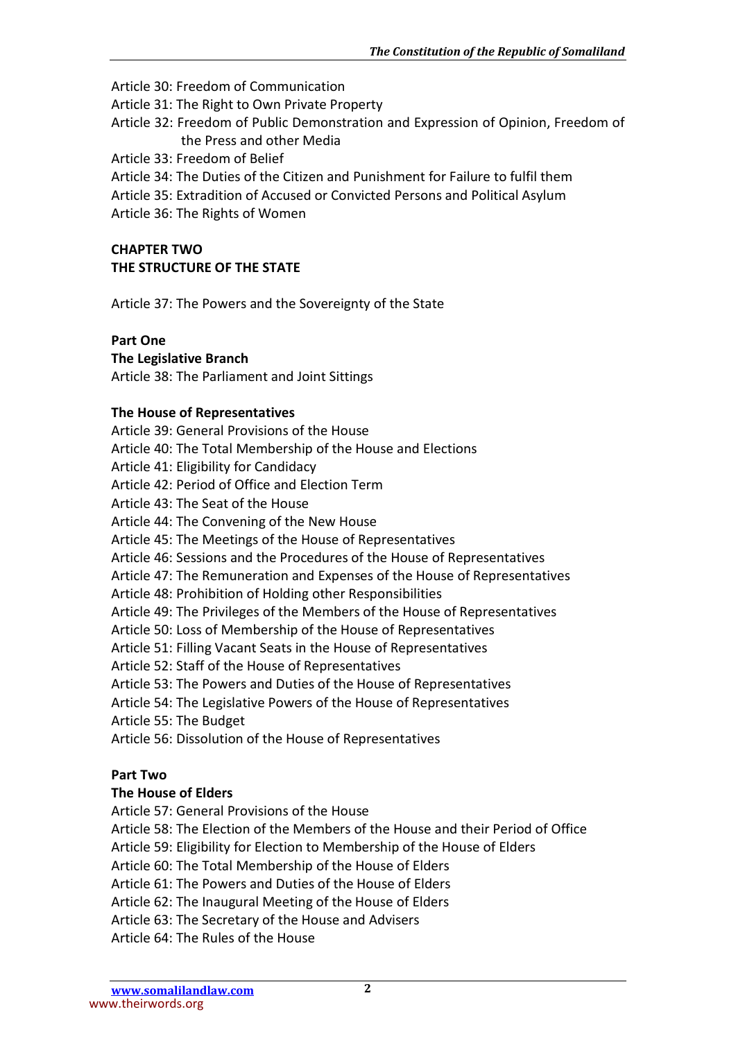Article 30: Freedom of Communication

Article 31: The Right to Own Private Property

Article 32: Freedom of Public Demonstration and Expression of Opinion, Freedom of the Press and other Media

Article 33: Freedom of Belief

Article 34: The Duties of the Citizen and Punishment for Failure to fulfil them

Article 35: Extradition of Accused or Convicted Persons and Political Asylum

Article 36: The Rights of Women

**CHAPTER TWO**
**THE STRUCTURE OF THE STATE**

Article 37: The Powers and the Sovereignty of the State

**Part One**
**The Legislative Branch**

Article 38: The Parliament and Joint Sittings

**The House of Representatives**

Article 39: General Provisions of the House

Article 40: The Total Membership of the House and Elections

Article 41: Eligibility for Candidacy

Article 42: Period of Office and Election Term

Article 43: The Seat of the House

Article 44: The Convening of the New House

Article 45: The Meetings of the House of Representatives

Article 46: Sessions and the Procedures of the House of Representatives

Article 47: The Remuneration and Expenses of the House of Representatives

Article 48: Prohibition of Holding other Responsibilities

Article 49: The Privileges of the Members of the House of Representatives

Article 50: Loss of Membership of the House of Representatives

Article 51: Filling Vacant Seats in the House of Representatives

Article 52: Staff of the House of Representatives

Article 53: The Powers and Duties of the House of Representatives

Article 54: The Legislative Powers of the House of Representatives

Article 55: The Budget

Article 56: Dissolution of the House of Representatives

**Part Two**
**The House of Elders**

Article 57: General Provisions of the House

Article 58: The Election of the Members of the House and their Period of Office

Article 59: Eligibility for Election to Membership of the House of Elders

Article 60: The Total Membership of the House of Elders

Article 61: The Powers and Duties of the House of Elders

Article 62: The Inaugural Meeting of the House of Elders

Article 63: The Secretary of the House and Advisers

Article 64: The Rules of the House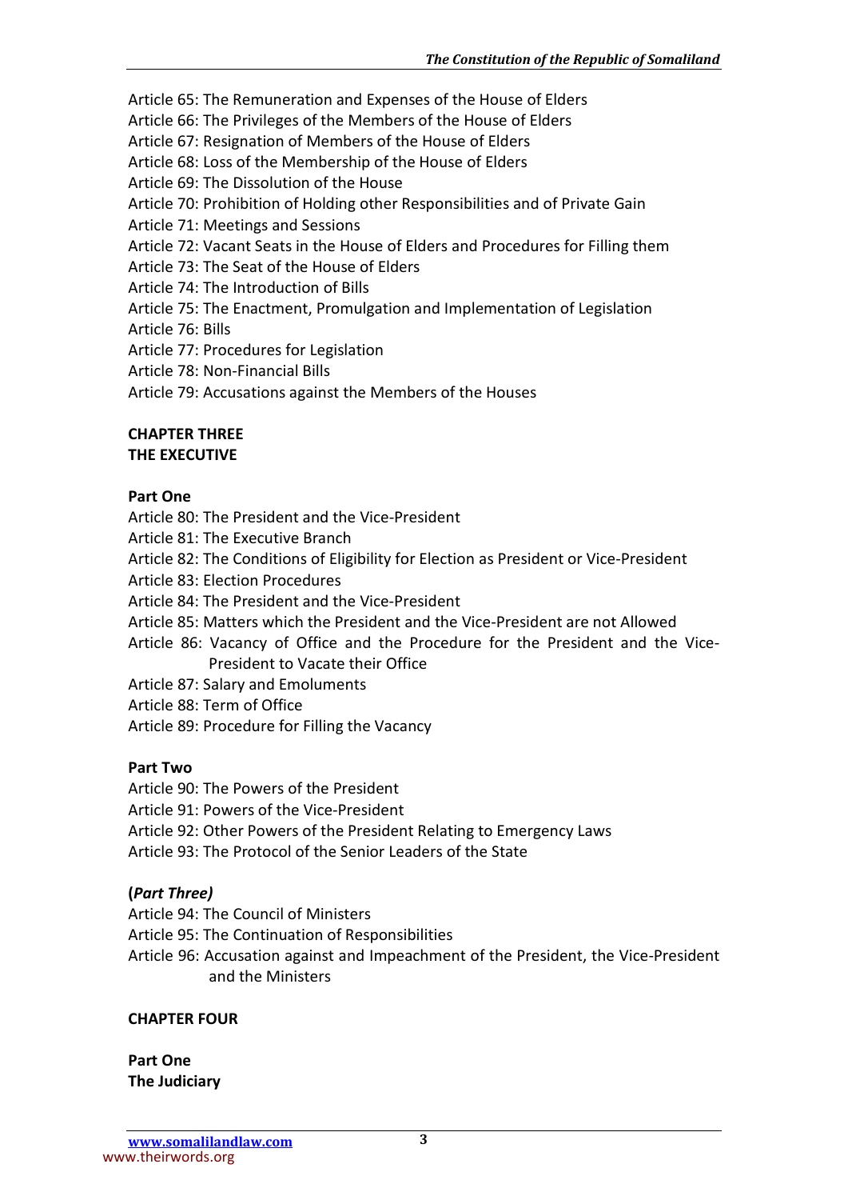Article 65: The Remuneration and Expenses of the House of Elders
Article 66: The Privileges of the Members of the House of Elders
Article 67: Resignation of Members of the House of Elders
Article 68: Loss of the Membership of the House of Elders
Article 69: The Dissolution of the House
Article 70: Prohibition of Holding other Responsibilities and of Private Gain
Article 71: Meetings and Sessions
Article 72: Vacant Seats in the House of Elders and Procedures for Filling them
Article 73: The Seat of the House of Elders
Article 74: The Introduction of Bills
Article 75: The Enactment, Promulgation and Implementation of Legislation
Article 76: Bills
Article 77: Procedures for Legislation
Article 78: Non-Financial Bills
Article 79: Accusations against the Members of the Houses

**CHAPTER THREE**
**THE EXECUTIVE**

**Part One**

Article 80: The President and the Vice-President
Article 81: The Executive Branch
Article 82: The Conditions of Eligibility for Election as President or Vice-President
Article 83: Election Procedures
Article 84: The President and the Vice-President
Article 85: Matters which the President and the Vice-President are not Allowed
Article 86: Vacancy of Office and the Procedure for the President and the Vice-President to Vacate their Office
Article 87: Salary and Emoluments
Article 88: Term of Office
Article 89: Procedure for Filling the Vacancy

**Part Two**

Article 90: The Powers of the President
Article 91: Powers of the Vice-President
Article 92: Other Powers of the President Relating to Emergency Laws
Article 93: The Protocol of the Senior Leaders of the State

**(*Part Three)***

Article 94: The Council of Ministers
Article 95: The Continuation of Responsibilities
Article 96: Accusation against and Impeachment of the President, the Vice-President and the Ministers

**CHAPTER FOUR**

**Part One**
**The Judiciary**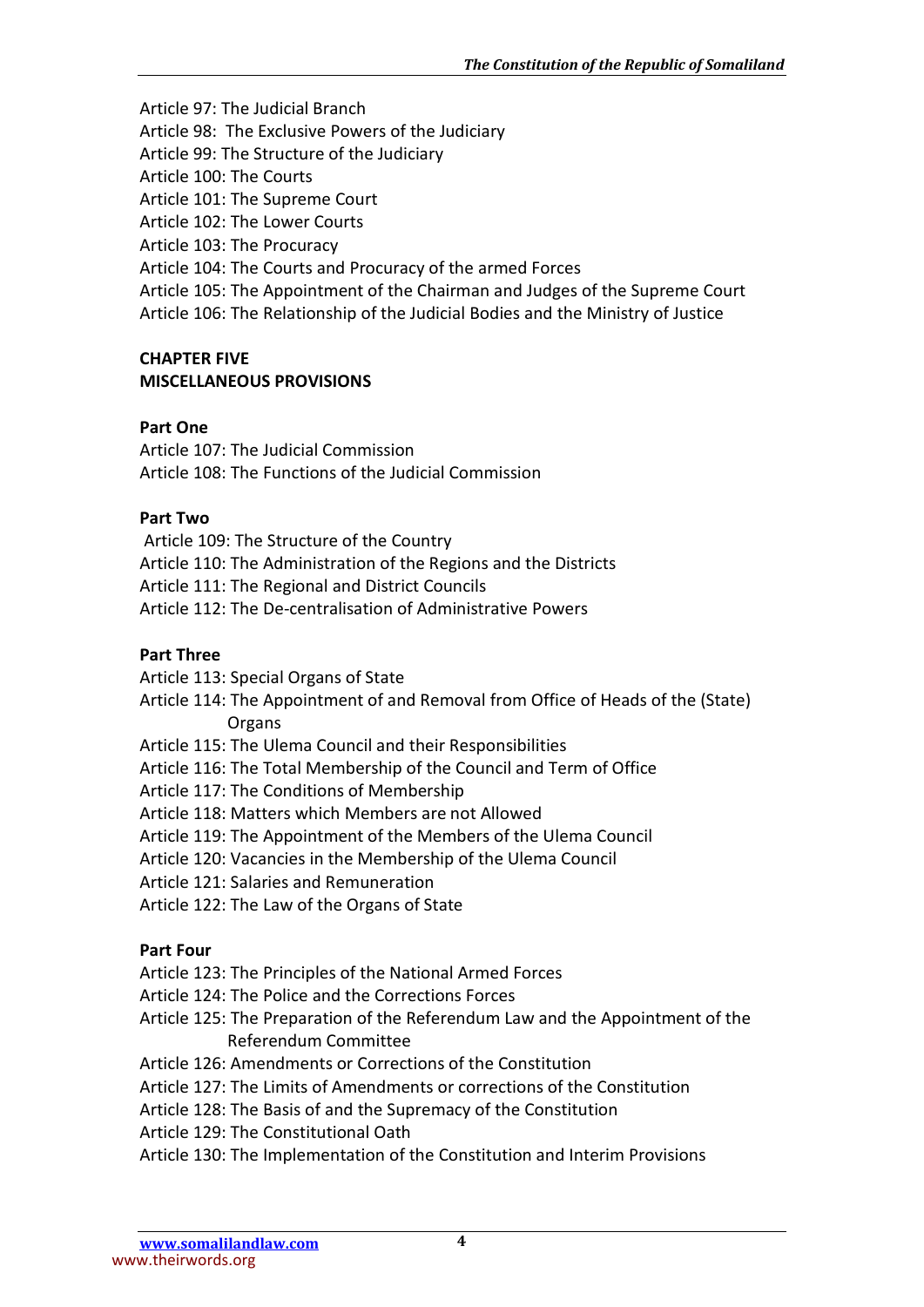Article 97: The Judicial Branch
Article 98: The Exclusive Powers of the Judiciary
Article 99: The Structure of the Judiciary
Article 100: The Courts
Article 101: The Supreme Court
Article 102: The Lower Courts
Article 103: The Procuracy
Article 104: The Courts and Procuracy of the armed Forces
Article 105: The Appointment of the Chairman and Judges of the Supreme Court
Article 106: The Relationship of the Judicial Bodies and the Ministry of Justice

**CHAPTER FIVE**
**MISCELLANEOUS PROVISIONS**

**Part One**
Article 107: The Judicial Commission
Article 108: The Functions of the Judicial Commission

**Part Two**
Article 109: The Structure of the Country
Article 110: The Administration of the Regions and the Districts
Article 111: The Regional and District Councils
Article 112: The De-centralisation of Administrative Powers

**Part Three**
Article 113: Special Organs of State
Article 114: The Appointment of and Removal from Office of Heads of the (State) Organs
Article 115: The Ulema Council and their Responsibilities
Article 116: The Total Membership of the Council and Term of Office
Article 117: The Conditions of Membership
Article 118: Matters which Members are not Allowed
Article 119: The Appointment of the Members of the Ulema Council
Article 120: Vacancies in the Membership of the Ulema Council
Article 121: Salaries and Remuneration
Article 122: The Law of the Organs of State

**Part Four**
Article 123: The Principles of the National Armed Forces
Article 124: The Police and the Corrections Forces
Article 125: The Preparation of the Referendum Law and the Appointment of the Referendum Committee
Article 126: Amendments or Corrections of the Constitution
Article 127: The Limits of Amendments or corrections of the Constitution
Article 128: The Basis of and the Supremacy of the Constitution
Article 129: The Constitutional Oath
Article 130: The Implementation of the Constitution and Interim Provisions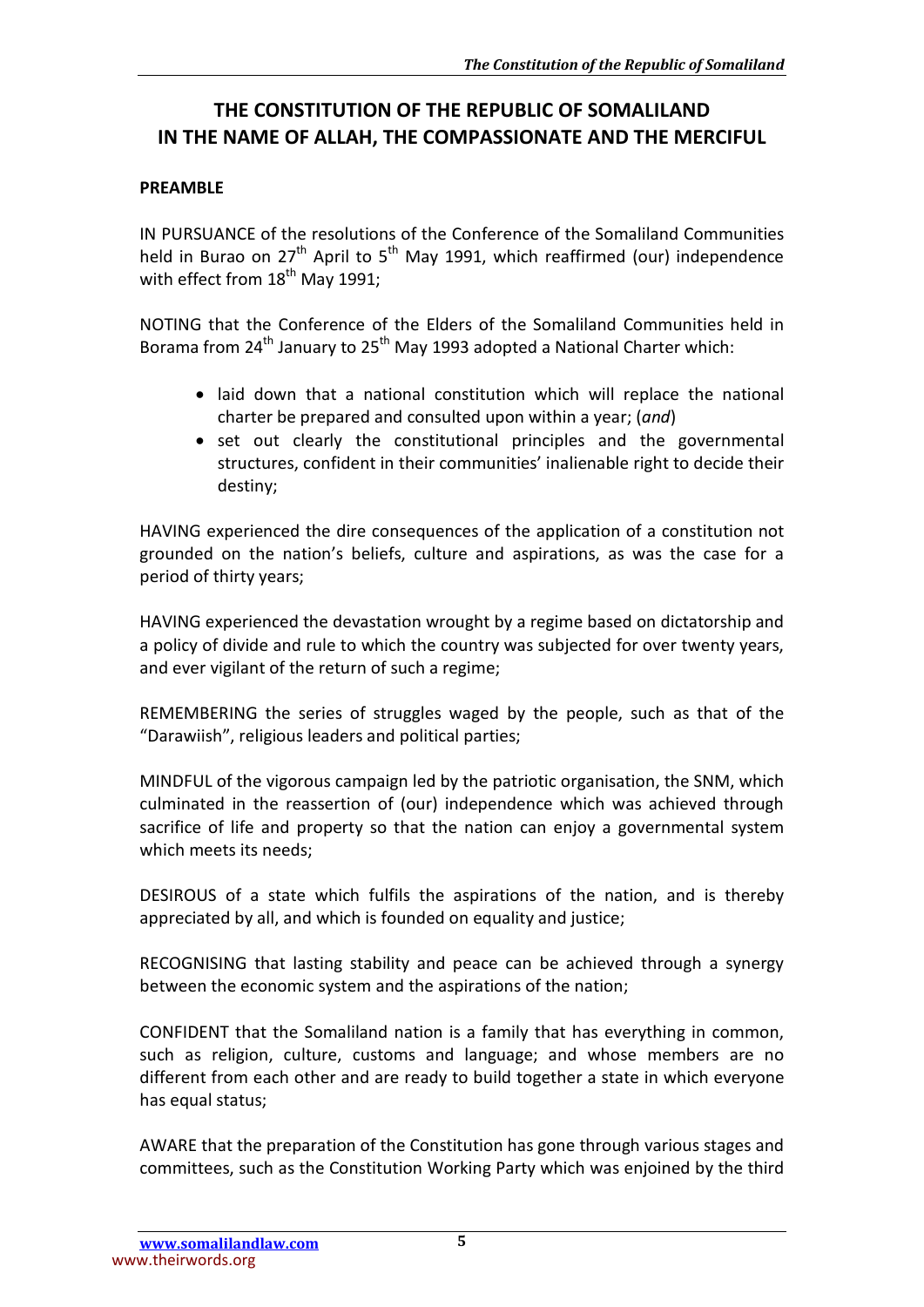# THE CONSTITUTION OF THE REPUBLIC OF SOMALILAND
# IN THE NAME OF ALLAH, THE COMPASSIONATE AND THE MERCIFUL

**PREAMBLE**

IN PURSUANCE of the resolutions of the Conference of the Somaliland Communities held in Burao on 27th April to 5th May 1991, which reaffirmed (our) independence with effect from 18th May 1991;

NOTING that the Conference of the Elders of the Somaliland Communities held in Borama from 24th January to 25th May 1993 adopted a National Charter which:

- laid down that a national constitution which will replace the national charter be prepared and consulted upon within a year; (*and*)
- set out clearly the constitutional principles and the governmental structures, confident in their communities' inalienable right to decide their destiny;

HAVING experienced the dire consequences of the application of a constitution not grounded on the nation's beliefs, culture and aspirations, as was the case for a period of thirty years;

HAVING experienced the devastation wrought by a regime based on dictatorship and a policy of divide and rule to which the country was subjected for over twenty years, and ever vigilant of the return of such a regime;

REMEMBERING the series of struggles waged by the people, such as that of the "Darawiish", religious leaders and political parties;

MINDFUL of the vigorous campaign led by the patriotic organisation, the SNM, which culminated in the reassertion of (our) independence which was achieved through sacrifice of life and property so that the nation can enjoy a governmental system which meets its needs;

DESIROUS of a state which fulfils the aspirations of the nation, and is thereby appreciated by all, and which is founded on equality and justice;

RECOGNISING that lasting stability and peace can be achieved through a synergy between the economic system and the aspirations of the nation;

CONFIDENT that the Somaliland nation is a family that has everything in common, such as religion, culture, customs and language; and whose members are no different from each other and are ready to build together a state in which everyone has equal status;

AWARE that the preparation of the Constitution has gone through various stages and committees, such as the Constitution Working Party which was enjoined by the third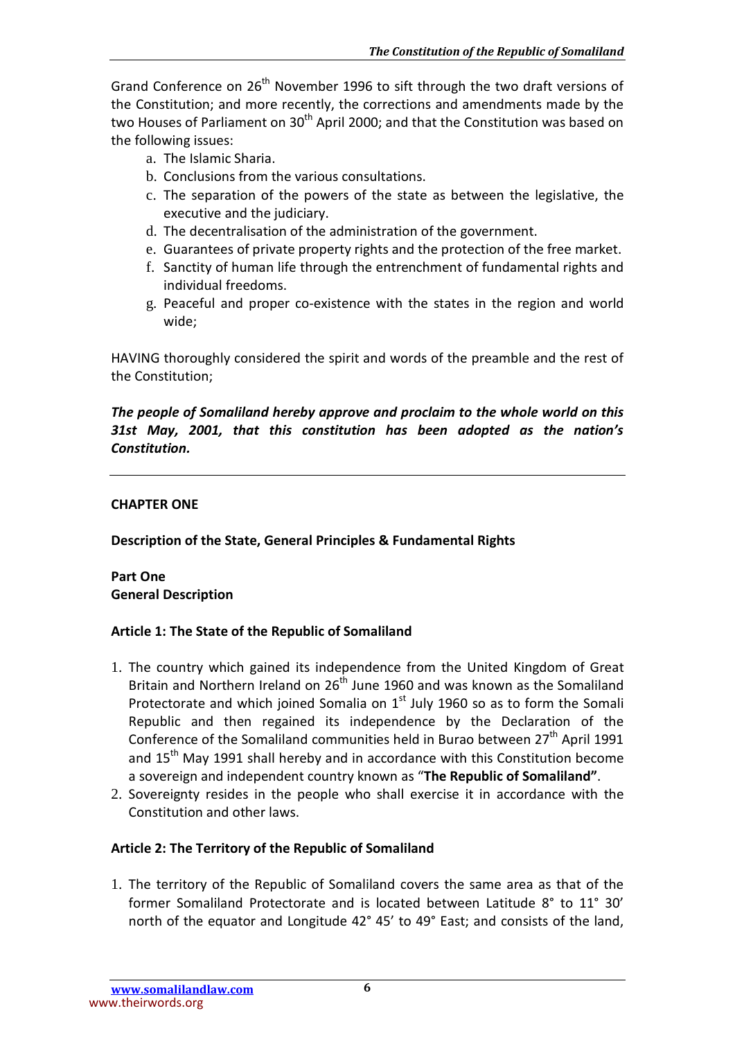Grand Conference on 26th November 1996 to sift through the two draft versions of the Constitution; and more recently, the corrections and amendments made by the two Houses of Parliament on 30th April 2000; and that the Constitution was based on the following issues:

a. The Islamic Sharia.
b. Conclusions from the various consultations.
c. The separation of the powers of the state as between the legislative, the executive and the judiciary.
d. The decentralisation of the administration of the government.
e. Guarantees of private property rights and the protection of the free market.
f. Sanctity of human life through the entrenchment of fundamental rights and individual freedoms.
g. Peaceful and proper co-existence with the states in the region and world wide;

HAVING thoroughly considered the spirit and words of the preamble and the rest of the Constitution;

***The people of Somaliland hereby approve and proclaim to the whole world on this 31st May, 2001, that this constitution has been adopted as the nation's Constitution.***

---

## CHAPTER ONE

## Description of the State, General Principles & Fundamental Rights

### Part One
### General Description

#### Article 1: The State of the Republic of Somaliland

1. The country which gained its independence from the United Kingdom of Great Britain and Northern Ireland on 26th June 1960 and was known as the Somaliland Protectorate and which joined Somalia on 1st July 1960 so as to form the Somali Republic and then regained its independence by the Declaration of the Conference of the Somaliland communities held in Burao between 27th April 1991 and 15th May 1991 shall hereby and in accordance with this Constitution become a sovereign and independent country known as "**The Republic of Somaliland"**.
2. Sovereignty resides in the people who shall exercise it in accordance with the Constitution and other laws.

#### Article 2: The Territory of the Republic of Somaliland

1. The territory of the Republic of Somaliland covers the same area as that of the former Somaliland Protectorate and is located between Latitude 8° to 11° 30' north of the equator and Longitude 42° 45' to 49° East; and consists of the land,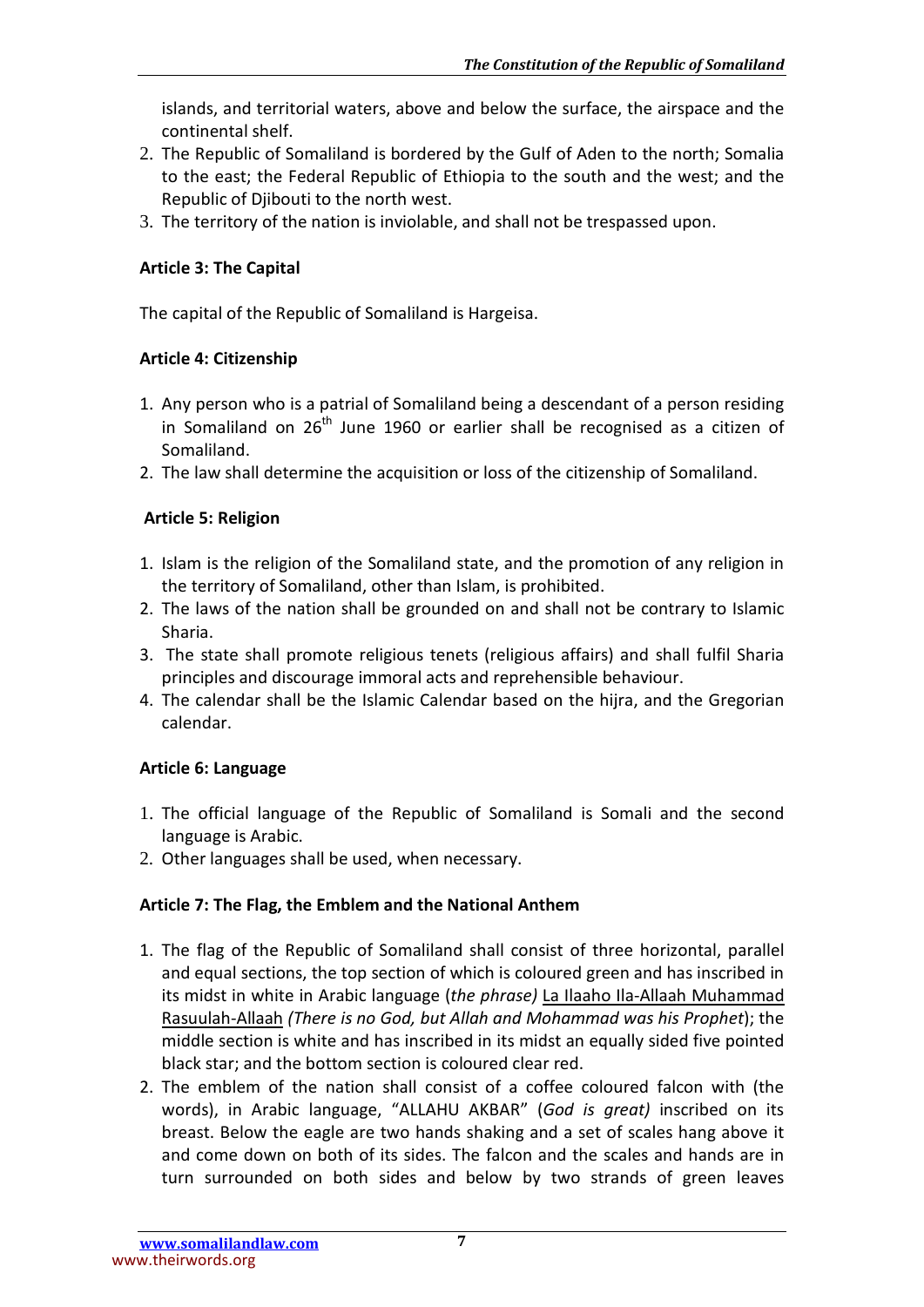islands, and territorial waters, above and below the surface, the airspace and the continental shelf.

2. The Republic of Somaliland is bordered by the Gulf of Aden to the north; Somalia to the east; the Federal Republic of Ethiopia to the south and the west; and the Republic of Djibouti to the north west.
3. The territory of the nation is inviolable, and shall not be trespassed upon.

**Article 3: The Capital**

The capital of the Republic of Somaliland is Hargeisa.

**Article 4: Citizenship**

1. Any person who is a patrial of Somaliland being a descendant of a person residing in Somaliland on 26th June 1960 or earlier shall be recognised as a citizen of Somaliland.
2. The law shall determine the acquisition or loss of the citizenship of Somaliland.

**Article 5: Religion**

1. Islam is the religion of the Somaliland state, and the promotion of any religion in the territory of Somaliland, other than Islam, is prohibited.
2. The laws of the nation shall be grounded on and shall not be contrary to Islamic Sharia.
3. The state shall promote religious tenets (religious affairs) and shall fulfil Sharia principles and discourage immoral acts and reprehensible behaviour.
4. The calendar shall be the Islamic Calendar based on the hijra, and the Gregorian calendar.

**Article 6: Language**

1. The official language of the Republic of Somaliland is Somali and the second language is Arabic.
2. Other languages shall be used, when necessary.

**Article 7: The Flag, the Emblem and the National Anthem**

1. The flag of the Republic of Somaliland shall consist of three horizontal, parallel and equal sections, the top section of which is coloured green and has inscribed in its midst in white in Arabic language (*the phrase)* La Ilaaho Ila-Allaah Muhammad Rasuulah-Allaah *(There is no God, but Allah and Mohammad was his Prophet*); the middle section is white and has inscribed in its midst an equally sided five pointed black star; and the bottom section is coloured clear red.
2. The emblem of the nation shall consist of a coffee coloured falcon with (the words), in Arabic language, "ALLAHU AKBAR" (*God is great)* inscribed on its breast. Below the eagle are two hands shaking and a set of scales hang above it and come down on both of its sides. The falcon and the scales and hands are in turn surrounded on both sides and below by two strands of green leaves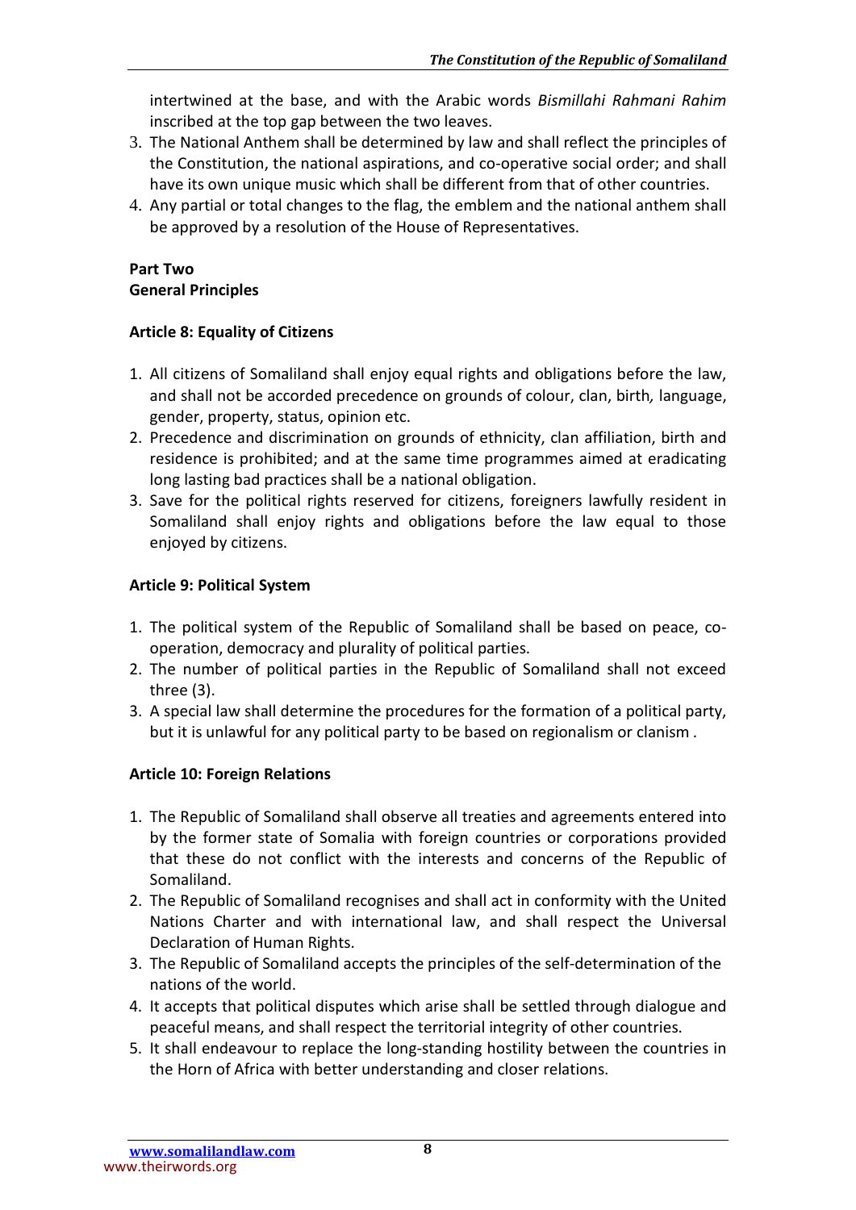intertwined at the base, and with the Arabic words *Bismillahi Rahmani Rahim* inscribed at the top gap between the two leaves.

3. The National Anthem shall be determined by law and shall reflect the principles of the Constitution, the national aspirations, and co-operative social order; and shall have its own unique music which shall be different from that of other countries.
4. Any partial or total changes to the flag, the emblem and the national anthem shall be approved by a resolution of the House of Representatives.

## Part Two
## General Principles

### Article 8: Equality of Citizens

1. All citizens of Somaliland shall enjoy equal rights and obligations before the law, and shall not be accorded precedence on grounds of colour, clan, birth*,* language, gender, property, status, opinion etc.
2. Precedence and discrimination on grounds of ethnicity, clan affiliation, birth and residence is prohibited; and at the same time programmes aimed at eradicating long lasting bad practices shall be a national obligation.
3. Save for the political rights reserved for citizens, foreigners lawfully resident in Somaliland shall enjoy rights and obligations before the law equal to those enjoyed by citizens.

### Article 9: Political System

1. The political system of the Republic of Somaliland shall be based on peace, co-operation, democracy and plurality of political parties.
2. The number of political parties in the Republic of Somaliland shall not exceed three (3).
3. A special law shall determine the procedures for the formation of a political party, but it is unlawful for any political party to be based on regionalism or clanism .

### Article 10: Foreign Relations

1. The Republic of Somaliland shall observe all treaties and agreements entered into by the former state of Somalia with foreign countries or corporations provided that these do not conflict with the interests and concerns of the Republic of Somaliland.
2. The Republic of Somaliland recognises and shall act in conformity with the United Nations Charter and with international law, and shall respect the Universal Declaration of Human Rights.
3. The Republic of Somaliland accepts the principles of the self-determination of the nations of the world.
4. It accepts that political disputes which arise shall be settled through dialogue and peaceful means, and shall respect the territorial integrity of other countries.
5. It shall endeavour to replace the long-standing hostility between the countries in the Horn of Africa with better understanding and closer relations.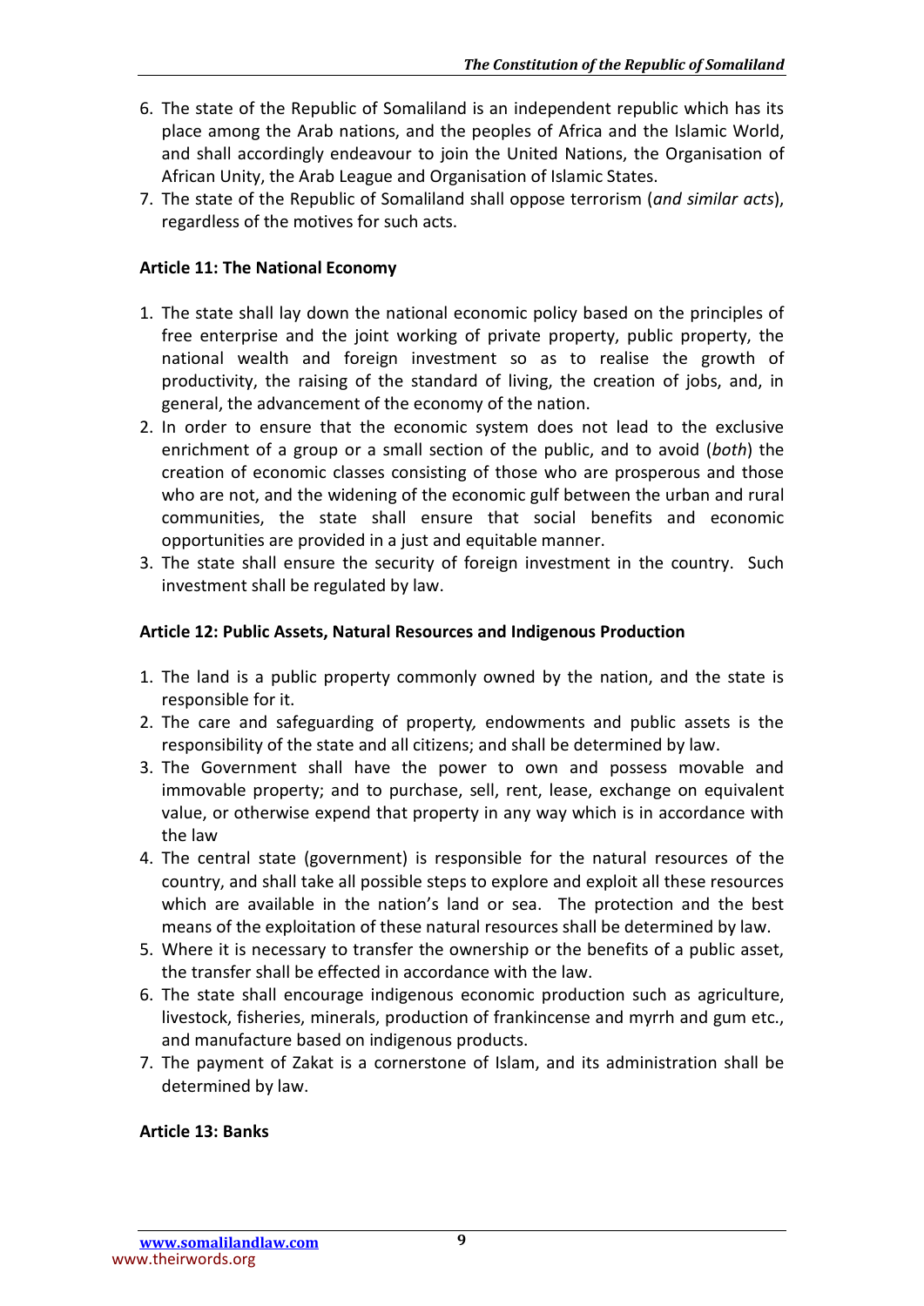6. The state of the Republic of Somaliland is an independent republic which has its place among the Arab nations, and the peoples of Africa and the Islamic World, and shall accordingly endeavour to join the United Nations, the Organisation of African Unity, the Arab League and Organisation of Islamic States.
7. The state of the Republic of Somaliland shall oppose terrorism (*and similar acts*), regardless of the motives for such acts.

**Article 11: The National Economy**

1. The state shall lay down the national economic policy based on the principles of free enterprise and the joint working of private property, public property, the national wealth and foreign investment so as to realise the growth of productivity, the raising of the standard of living, the creation of jobs, and, in general, the advancement of the economy of the nation.
2. In order to ensure that the economic system does not lead to the exclusive enrichment of a group or a small section of the public, and to avoid (*both*) the creation of economic classes consisting of those who are prosperous and those who are not, and the widening of the economic gulf between the urban and rural communities, the state shall ensure that social benefits and economic opportunities are provided in a just and equitable manner.
3. The state shall ensure the security of foreign investment in the country. Such investment shall be regulated by law.

**Article 12: Public Assets, Natural Resources and Indigenous Production**

1. The land is a public property commonly owned by the nation, and the state is responsible for it.
2. The care and safeguarding of property*,* endowments and public assets is the responsibility of the state and all citizens; and shall be determined by law.
3. The Government shall have the power to own and possess movable and immovable property; and to purchase, sell, rent, lease, exchange on equivalent value, or otherwise expend that property in any way which is in accordance with the law
4. The central state (government) is responsible for the natural resources of the country, and shall take all possible steps to explore and exploit all these resources which are available in the nation's land or sea. The protection and the best means of the exploitation of these natural resources shall be determined by law.
5. Where it is necessary to transfer the ownership or the benefits of a public asset, the transfer shall be effected in accordance with the law.
6. The state shall encourage indigenous economic production such as agriculture, livestock, fisheries, minerals, production of frankincense and myrrh and gum etc., and manufacture based on indigenous products.
7. The payment of Zakat is a cornerstone of Islam, and its administration shall be determined by law.

**Article 13: Banks**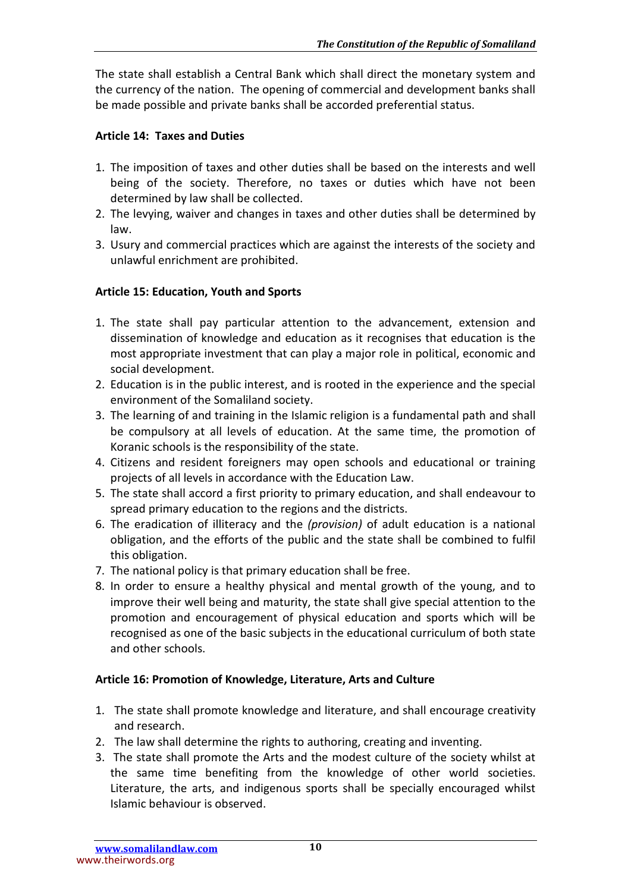The state shall establish a Central Bank which shall direct the monetary system and the currency of the nation. The opening of commercial and development banks shall be made possible and private banks shall be accorded preferential status.

**Article 14: Taxes and Duties**

1. The imposition of taxes and other duties shall be based on the interests and well being of the society. Therefore, no taxes or duties which have not been determined by law shall be collected.
2. The levying, waiver and changes in taxes and other duties shall be determined by law.
3. Usury and commercial practices which are against the interests of the society and unlawful enrichment are prohibited.

**Article 15: Education, Youth and Sports**

1. The state shall pay particular attention to the advancement, extension and dissemination of knowledge and education as it recognises that education is the most appropriate investment that can play a major role in political, economic and social development.
2. Education is in the public interest, and is rooted in the experience and the special environment of the Somaliland society.
3. The learning of and training in the Islamic religion is a fundamental path and shall be compulsory at all levels of education. At the same time, the promotion of Koranic schools is the responsibility of the state.
4. Citizens and resident foreigners may open schools and educational or training projects of all levels in accordance with the Education Law.
5. The state shall accord a first priority to primary education, and shall endeavour to spread primary education to the regions and the districts.
6. The eradication of illiteracy and the *(provision)* of adult education is a national obligation, and the efforts of the public and the state shall be combined to fulfil this obligation.
7. The national policy is that primary education shall be free.
8. In order to ensure a healthy physical and mental growth of the young, and to improve their well being and maturity, the state shall give special attention to the promotion and encouragement of physical education and sports which will be recognised as one of the basic subjects in the educational curriculum of both state and other schools.

**Article 16: Promotion of Knowledge, Literature, Arts and Culture**

1. The state shall promote knowledge and literature, and shall encourage creativity and research.
2. The law shall determine the rights to authoring, creating and inventing.
3. The state shall promote the Arts and the modest culture of the society whilst at the same time benefiting from the knowledge of other world societies. Literature, the arts, and indigenous sports shall be specially encouraged whilst Islamic behaviour is observed.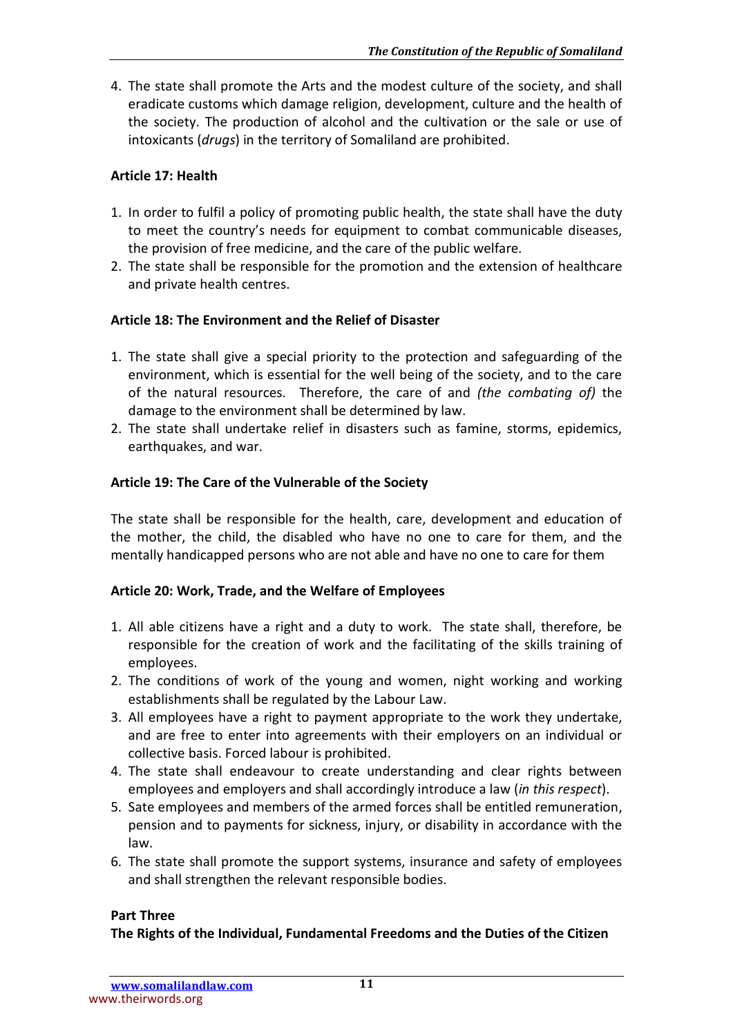4. The state shall promote the Arts and the modest culture of the society, and shall eradicate customs which damage religion, development, culture and the health of the society. The production of alcohol and the cultivation or the sale or use of intoxicants (*drugs*) in the territory of Somaliland are prohibited.

**Article 17: Health**

1. In order to fulfil a policy of promoting public health, the state shall have the duty to meet the country's needs for equipment to combat communicable diseases, the provision of free medicine, and the care of the public welfare.
2. The state shall be responsible for the promotion and the extension of healthcare and private health centres.

**Article 18: The Environment and the Relief of Disaster**

1. The state shall give a special priority to the protection and safeguarding of the environment, which is essential for the well being of the society, and to the care of the natural resources. Therefore, the care of and *(the combating of)* the damage to the environment shall be determined by law.
2. The state shall undertake relief in disasters such as famine, storms, epidemics, earthquakes, and war.

**Article 19: The Care of the Vulnerable of the Society**

The state shall be responsible for the health, care, development and education of the mother, the child, the disabled who have no one to care for them, and the mentally handicapped persons who are not able and have no one to care for them

**Article 20: Work, Trade, and the Welfare of Employees**

1. All able citizens have a right and a duty to work. The state shall, therefore, be responsible for the creation of work and the facilitating of the skills training of employees.
2. The conditions of work of the young and women, night working and working establishments shall be regulated by the Labour Law.
3. All employees have a right to payment appropriate to the work they undertake, and are free to enter into agreements with their employers on an individual or collective basis. Forced labour is prohibited.
4. The state shall endeavour to create understanding and clear rights between employees and employers and shall accordingly introduce a law (*in this respect*).
5. Sate employees and members of the armed forces shall be entitled remuneration, pension and to payments for sickness, injury, or disability in accordance with the law.
6. The state shall promote the support systems, insurance and safety of employees and shall strengthen the relevant responsible bodies.

**Part Three**

**The Rights of the Individual, Fundamental Freedoms and the Duties of the Citizen**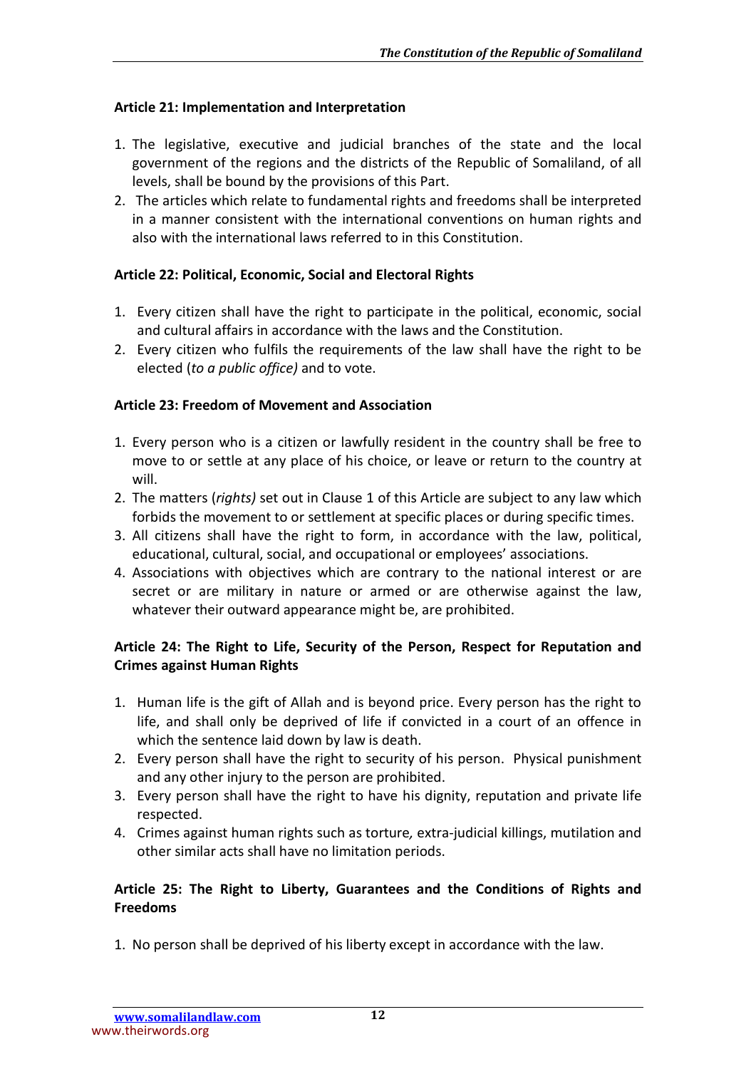**Article 21: Implementation and Interpretation**

1. The legislative, executive and judicial branches of the state and the local government of the regions and the districts of the Republic of Somaliland, of all levels, shall be bound by the provisions of this Part.
2. The articles which relate to fundamental rights and freedoms shall be interpreted in a manner consistent with the international conventions on human rights and also with the international laws referred to in this Constitution.

**Article 22: Political, Economic, Social and Electoral Rights**

1. Every citizen shall have the right to participate in the political, economic, social and cultural affairs in accordance with the laws and the Constitution.
2. Every citizen who fulfils the requirements of the law shall have the right to be elected (*to a public office)* and to vote.

**Article 23: Freedom of Movement and Association**

1. Every person who is a citizen or lawfully resident in the country shall be free to move to or settle at any place of his choice, or leave or return to the country at will.
2. The matters (*rights)* set out in Clause 1 of this Article are subject to any law which forbids the movement to or settlement at specific places or during specific times.
3. All citizens shall have the right to form, in accordance with the law, political, educational, cultural, social, and occupational or employees' associations.
4. Associations with objectives which are contrary to the national interest or are secret or are military in nature or armed or are otherwise against the law, whatever their outward appearance might be, are prohibited.

**Article 24: The Right to Life, Security of the Person, Respect for Reputation and Crimes against Human Rights**

1. Human life is the gift of Allah and is beyond price. Every person has the right to life, and shall only be deprived of life if convicted in a court of an offence in which the sentence laid down by law is death.
2. Every person shall have the right to security of his person. Physical punishment and any other injury to the person are prohibited.
3. Every person shall have the right to have his dignity, reputation and private life respected.
4. Crimes against human rights such as torture*,* extra-judicial killings, mutilation and other similar acts shall have no limitation periods.

**Article 25: The Right to Liberty, Guarantees and the Conditions of Rights and Freedoms**

1. No person shall be deprived of his liberty except in accordance with the law.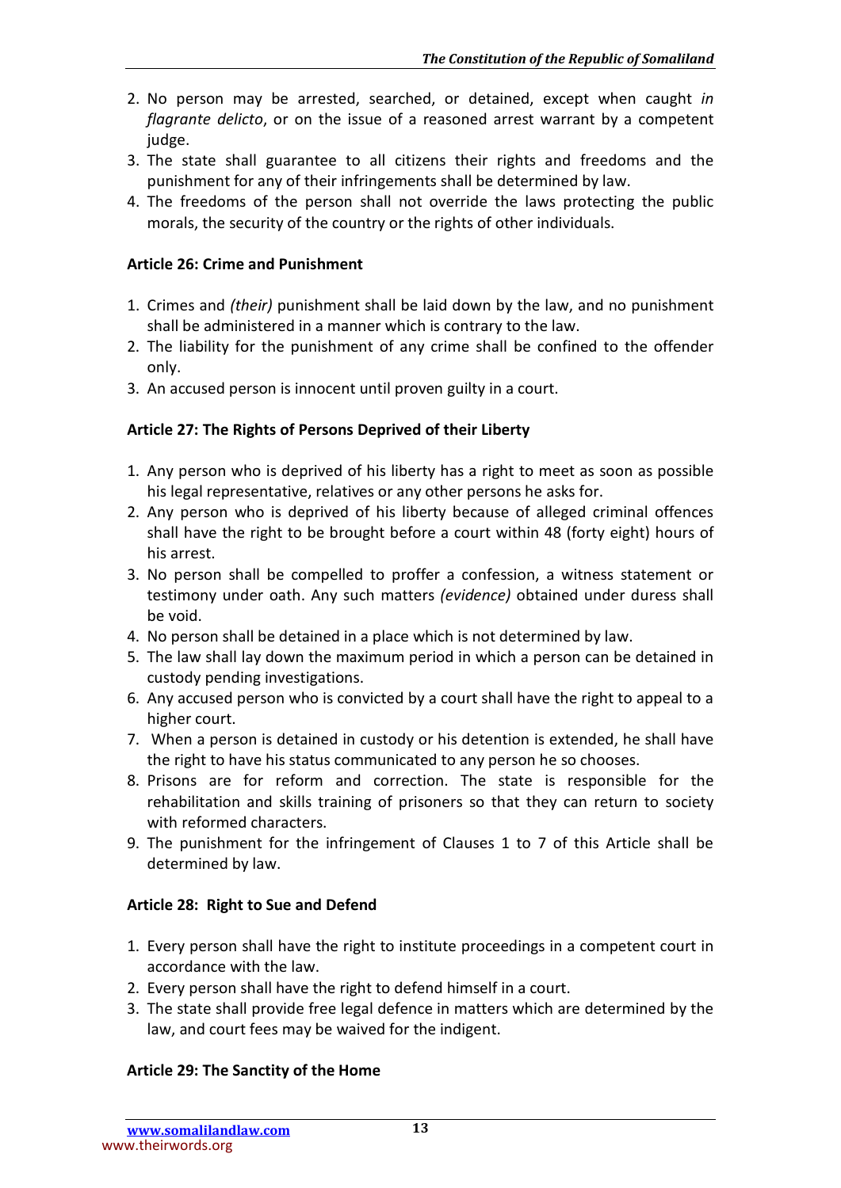2. No person may be arrested, searched, or detained, except when caught *in flagrante delicto*, or on the issue of a reasoned arrest warrant by a competent judge.
3. The state shall guarantee to all citizens their rights and freedoms and the punishment for any of their infringements shall be determined by law.
4. The freedoms of the person shall not override the laws protecting the public morals, the security of the country or the rights of other individuals.

**Article 26: Crime and Punishment**

1. Crimes and *(their)* punishment shall be laid down by the law, and no punishment shall be administered in a manner which is contrary to the law.
2. The liability for the punishment of any crime shall be confined to the offender only.
3. An accused person is innocent until proven guilty in a court.

**Article 27: The Rights of Persons Deprived of their Liberty**

1. Any person who is deprived of his liberty has a right to meet as soon as possible his legal representative, relatives or any other persons he asks for.
2. Any person who is deprived of his liberty because of alleged criminal offences shall have the right to be brought before a court within 48 (forty eight) hours of his arrest.
3. No person shall be compelled to proffer a confession, a witness statement or testimony under oath. Any such matters *(evidence)* obtained under duress shall be void.
4. No person shall be detained in a place which is not determined by law.
5. The law shall lay down the maximum period in which a person can be detained in custody pending investigations.
6. Any accused person who is convicted by a court shall have the right to appeal to a higher court.
7. When a person is detained in custody or his detention is extended, he shall have the right to have his status communicated to any person he so chooses.
8. Prisons are for reform and correction. The state is responsible for the rehabilitation and skills training of prisoners so that they can return to society with reformed characters.
9. The punishment for the infringement of Clauses 1 to 7 of this Article shall be determined by law.

**Article 28: Right to Sue and Defend**

1. Every person shall have the right to institute proceedings in a competent court in accordance with the law.
2. Every person shall have the right to defend himself in a court.
3. The state shall provide free legal defence in matters which are determined by the law, and court fees may be waived for the indigent.

**Article 29: The Sanctity of the Home**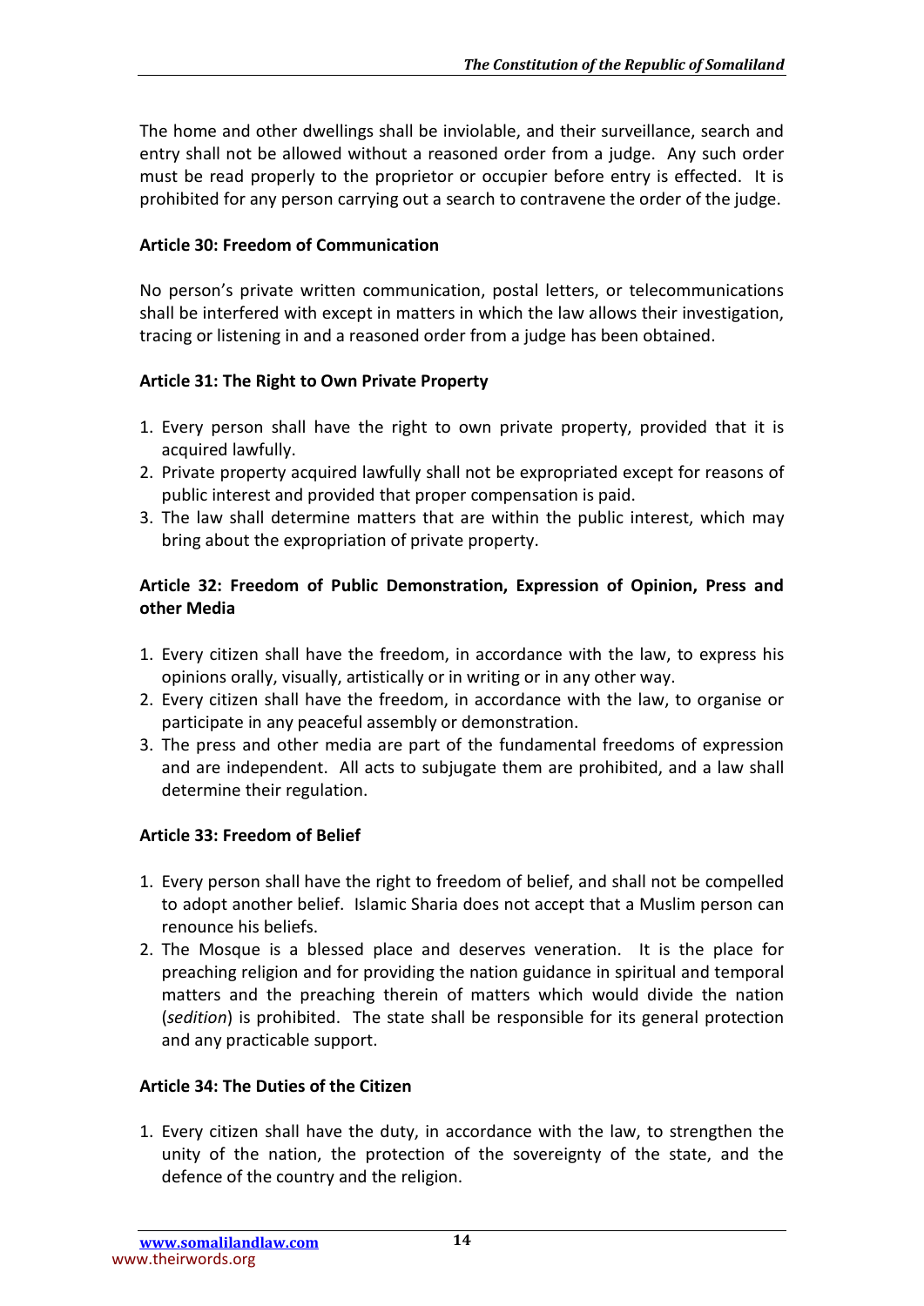The home and other dwellings shall be inviolable, and their surveillance, search and entry shall not be allowed without a reasoned order from a judge. Any such order must be read properly to the proprietor or occupier before entry is effected. It is prohibited for any person carrying out a search to contravene the order of the judge.

**Article 30: Freedom of Communication**

No person's private written communication, postal letters, or telecommunications shall be interfered with except in matters in which the law allows their investigation, tracing or listening in and a reasoned order from a judge has been obtained.

**Article 31: The Right to Own Private Property**

1. Every person shall have the right to own private property, provided that it is acquired lawfully.
2. Private property acquired lawfully shall not be expropriated except for reasons of public interest and provided that proper compensation is paid.
3. The law shall determine matters that are within the public interest, which may bring about the expropriation of private property.

**Article 32: Freedom of Public Demonstration, Expression of Opinion, Press and other Media**

1. Every citizen shall have the freedom, in accordance with the law, to express his opinions orally, visually, artistically or in writing or in any other way.
2. Every citizen shall have the freedom, in accordance with the law, to organise or participate in any peaceful assembly or demonstration.
3. The press and other media are part of the fundamental freedoms of expression and are independent. All acts to subjugate them are prohibited, and a law shall determine their regulation.

**Article 33: Freedom of Belief**

1. Every person shall have the right to freedom of belief, and shall not be compelled to adopt another belief. Islamic Sharia does not accept that a Muslim person can renounce his beliefs.
2. The Mosque is a blessed place and deserves veneration. It is the place for preaching religion and for providing the nation guidance in spiritual and temporal matters and the preaching therein of matters which would divide the nation (*sedition*) is prohibited. The state shall be responsible for its general protection and any practicable support.

**Article 34: The Duties of the Citizen**

1. Every citizen shall have the duty, in accordance with the law, to strengthen the unity of the nation, the protection of the sovereignty of the state, and the defence of the country and the religion.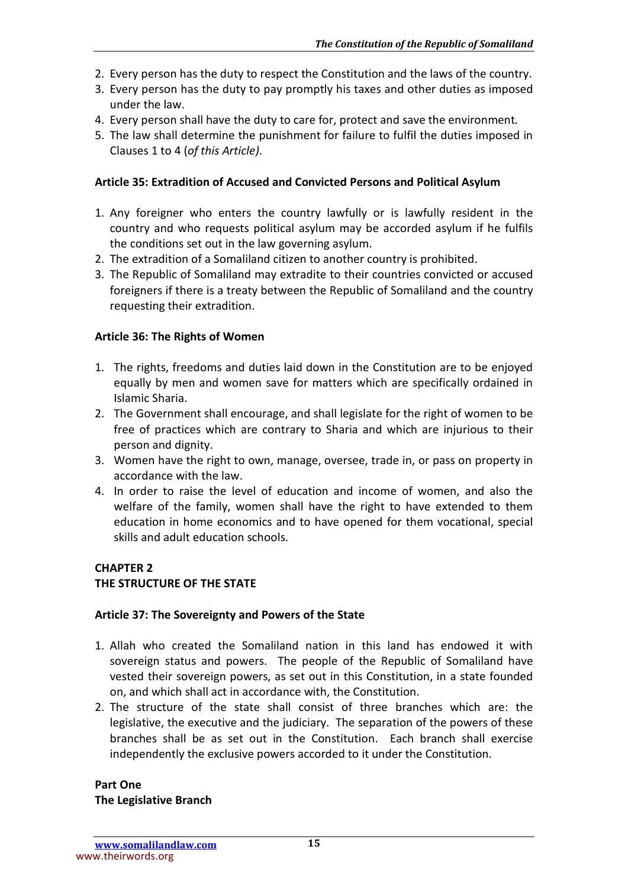2. Every person has the duty to respect the Constitution and the laws of the country.
3. Every person has the duty to pay promptly his taxes and other duties as imposed under the law.
4. Every person shall have the duty to care for, protect and save the environment.
5. The law shall determine the punishment for failure to fulfil the duties imposed in Clauses 1 to 4 (*of this Article)*.

**Article 35: Extradition of Accused and Convicted Persons and Political Asylum**

1. Any foreigner who enters the country lawfully or is lawfully resident in the country and who requests political asylum may be accorded asylum if he fulfils the conditions set out in the law governing asylum.
2. The extradition of a Somaliland citizen to another country is prohibited.
3. The Republic of Somaliland may extradite to their countries convicted or accused foreigners if there is a treaty between the Republic of Somaliland and the country requesting their extradition.

**Article 36: The Rights of Women**

1. The rights, freedoms and duties laid down in the Constitution are to be enjoyed equally by men and women save for matters which are specifically ordained in Islamic Sharia.
2. The Government shall encourage, and shall legislate for the right of women to be free of practices which are contrary to Sharia and which are injurious to their person and dignity.
3. Women have the right to own, manage, oversee, trade in, or pass on property in accordance with the law.
4. In order to raise the level of education and income of women, and also the welfare of the family, women shall have the right to have extended to them education in home economics and to have opened for them vocational, special skills and adult education schools.

## CHAPTER 2
## THE STRUCTURE OF THE STATE

**Article 37: The Sovereignty and Powers of the State**

1. Allah who created the Somaliland nation in this land has endowed it with sovereign status and powers. The people of the Republic of Somaliland have vested their sovereign powers, as set out in this Constitution, in a state founded on, and which shall act in accordance with, the Constitution.
2. The structure of the state shall consist of three branches which are: the legislative, the executive and the judiciary. The separation of the powers of these branches shall be as set out in the Constitution. Each branch shall exercise independently the exclusive powers accorded to it under the Constitution.

### Part One
### The Legislative Branch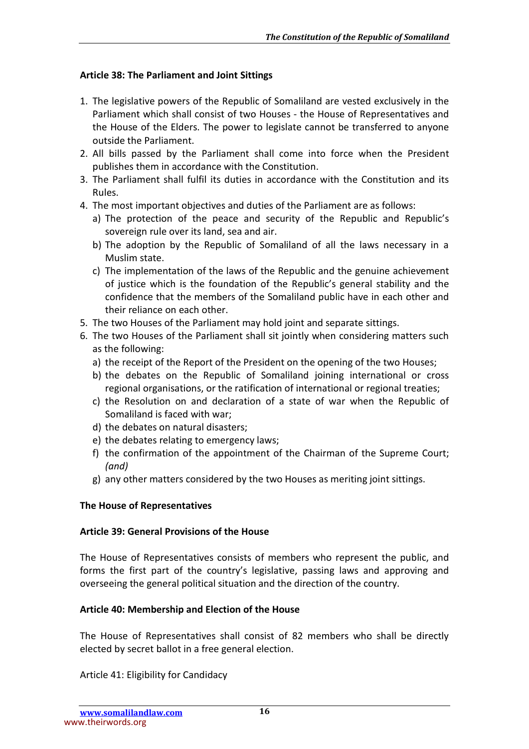**Article 38: The Parliament and Joint Sittings**

1. The legislative powers of the Republic of Somaliland are vested exclusively in the Parliament which shall consist of two Houses - the House of Representatives and the House of the Elders. The power to legislate cannot be transferred to anyone outside the Parliament.
2. All bills passed by the Parliament shall come into force when the President publishes them in accordance with the Constitution.
3. The Parliament shall fulfil its duties in accordance with the Constitution and its Rules.
4. The most important objectives and duties of the Parliament are as follows:
   a) The protection of the peace and security of the Republic and Republic's sovereign rule over its land, sea and air.
   b) The adoption by the Republic of Somaliland of all the laws necessary in a Muslim state.
   c) The implementation of the laws of the Republic and the genuine achievement of justice which is the foundation of the Republic's general stability and the confidence that the members of the Somaliland public have in each other and their reliance on each other.
5. The two Houses of the Parliament may hold joint and separate sittings.
6. The two Houses of the Parliament shall sit jointly when considering matters such as the following:
   a) the receipt of the Report of the President on the opening of the two Houses;
   b) the debates on the Republic of Somaliland joining international or cross regional organisations, or the ratification of international or regional treaties;
   c) the Resolution on and declaration of a state of war when the Republic of Somaliland is faced with war;
   d) the debates on natural disasters;
   e) the debates relating to emergency laws;
   f) the confirmation of the appointment of the Chairman of the Supreme Court; *(and)*
   g) any other matters considered by the two Houses as meriting joint sittings.

**The House of Representatives**

**Article 39: General Provisions of the House**

The House of Representatives consists of members who represent the public, and forms the first part of the country's legislative, passing laws and approving and overseeing the general political situation and the direction of the country.

**Article 40: Membership and Election of the House**

The House of Representatives shall consist of 82 members who shall be directly elected by secret ballot in a free general election.

Article 41: Eligibility for Candidacy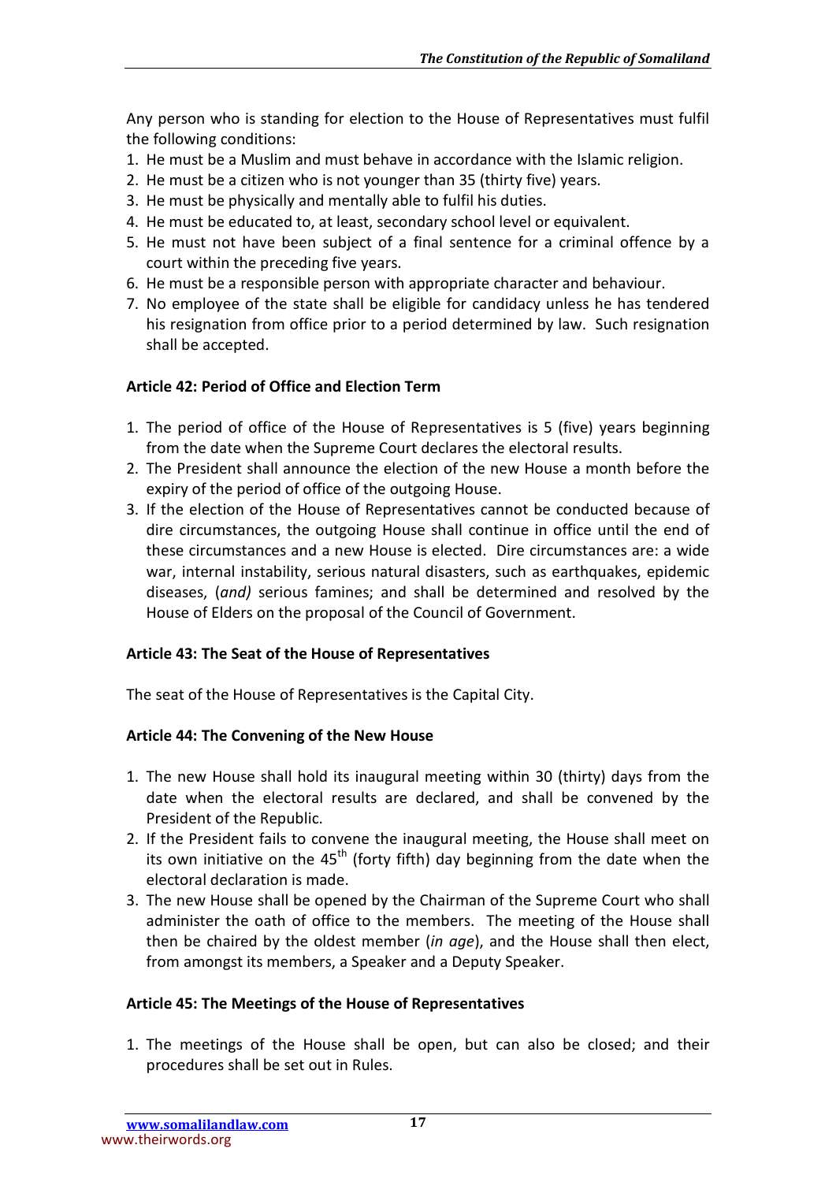Any person who is standing for election to the House of Representatives must fulfil the following conditions:

1. He must be a Muslim and must behave in accordance with the Islamic religion.
2. He must be a citizen who is not younger than 35 (thirty five) years.
3. He must be physically and mentally able to fulfil his duties.
4. He must be educated to, at least, secondary school level or equivalent.
5. He must not have been subject of a final sentence for a criminal offence by a court within the preceding five years.
6. He must be a responsible person with appropriate character and behaviour.
7. No employee of the state shall be eligible for candidacy unless he has tendered his resignation from office prior to a period determined by law. Such resignation shall be accepted.

**Article 42: Period of Office and Election Term**

1. The period of office of the House of Representatives is 5 (five) years beginning from the date when the Supreme Court declares the electoral results.
2. The President shall announce the election of the new House a month before the expiry of the period of office of the outgoing House.
3. If the election of the House of Representatives cannot be conducted because of dire circumstances, the outgoing House shall continue in office until the end of these circumstances and a new House is elected. Dire circumstances are: a wide war, internal instability, serious natural disasters, such as earthquakes, epidemic diseases, (*and)* serious famines; and shall be determined and resolved by the House of Elders on the proposal of the Council of Government.

**Article 43: The Seat of the House of Representatives**

The seat of the House of Representatives is the Capital City.

**Article 44: The Convening of the New House**

1. The new House shall hold its inaugural meeting within 30 (thirty) days from the date when the electoral results are declared, and shall be convened by the President of the Republic.
2. If the President fails to convene the inaugural meeting, the House shall meet on its own initiative on the 45th (forty fifth) day beginning from the date when the electoral declaration is made.
3. The new House shall be opened by the Chairman of the Supreme Court who shall administer the oath of office to the members. The meeting of the House shall then be chaired by the oldest member (*in age*), and the House shall then elect, from amongst its members, a Speaker and a Deputy Speaker.

**Article 45: The Meetings of the House of Representatives**

1. The meetings of the House shall be open, but can also be closed; and their procedures shall be set out in Rules.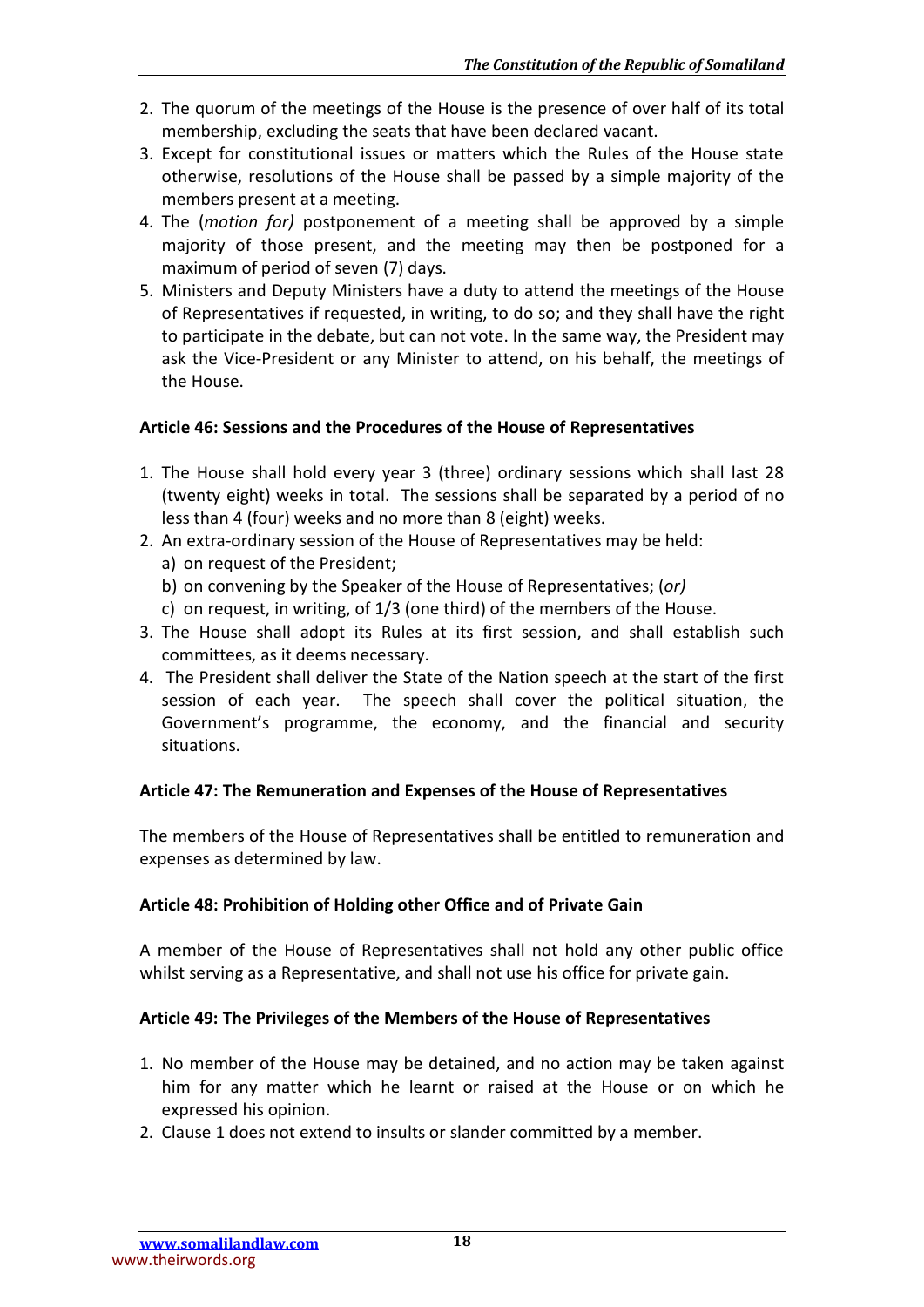2. The quorum of the meetings of the House is the presence of over half of its total membership, excluding the seats that have been declared vacant.
3. Except for constitutional issues or matters which the Rules of the House state otherwise, resolutions of the House shall be passed by a simple majority of the members present at a meeting.
4. The (*motion for)* postponement of a meeting shall be approved by a simple majority of those present, and the meeting may then be postponed for a maximum of period of seven (7) days.
5. Ministers and Deputy Ministers have a duty to attend the meetings of the House of Representatives if requested, in writing, to do so; and they shall have the right to participate in the debate, but can not vote. In the same way, the President may ask the Vice-President or any Minister to attend, on his behalf, the meetings of the House.

**Article 46: Sessions and the Procedures of the House of Representatives**

1. The House shall hold every year 3 (three) ordinary sessions which shall last 28 (twenty eight) weeks in total. The sessions shall be separated by a period of no less than 4 (four) weeks and no more than 8 (eight) weeks.
2. An extra-ordinary session of the House of Representatives may be held:
   a) on request of the President;
   b) on convening by the Speaker of the House of Representatives; (*or)*
   c) on request, in writing, of 1/3 (one third) of the members of the House.
3. The House shall adopt its Rules at its first session, and shall establish such committees, as it deems necessary.
4. The President shall deliver the State of the Nation speech at the start of the first session of each year. The speech shall cover the political situation, the Government's programme, the economy, and the financial and security situations.

**Article 47: The Remuneration and Expenses of the House of Representatives**

The members of the House of Representatives shall be entitled to remuneration and expenses as determined by law.

**Article 48: Prohibition of Holding other Office and of Private Gain**

A member of the House of Representatives shall not hold any other public office whilst serving as a Representative, and shall not use his office for private gain.

**Article 49: The Privileges of the Members of the House of Representatives**

1. No member of the House may be detained, and no action may be taken against him for any matter which he learnt or raised at the House or on which he expressed his opinion.
2. Clause 1 does not extend to insults or slander committed by a member.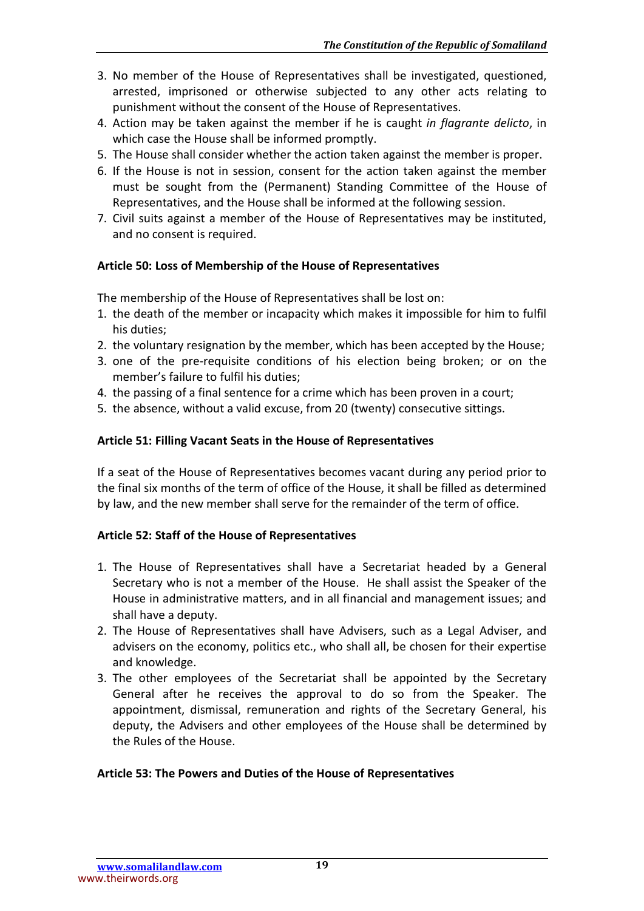3. No member of the House of Representatives shall be investigated, questioned, arrested, imprisoned or otherwise subjected to any other acts relating to punishment without the consent of the House of Representatives.
4. Action may be taken against the member if he is caught *in flagrante delicto*, in which case the House shall be informed promptly.
5. The House shall consider whether the action taken against the member is proper.
6. If the House is not in session, consent for the action taken against the member must be sought from the (Permanent) Standing Committee of the House of Representatives, and the House shall be informed at the following session.
7. Civil suits against a member of the House of Representatives may be instituted, and no consent is required.

**Article 50: Loss of Membership of the House of Representatives**

The membership of the House of Representatives shall be lost on:

1. the death of the member or incapacity which makes it impossible for him to fulfil his duties;
2. the voluntary resignation by the member, which has been accepted by the House;
3. one of the pre-requisite conditions of his election being broken; or on the member's failure to fulfil his duties;
4. the passing of a final sentence for a crime which has been proven in a court;
5. the absence, without a valid excuse, from 20 (twenty) consecutive sittings.

**Article 51: Filling Vacant Seats in the House of Representatives**

If a seat of the House of Representatives becomes vacant during any period prior to the final six months of the term of office of the House, it shall be filled as determined by law, and the new member shall serve for the remainder of the term of office.

**Article 52: Staff of the House of Representatives**

1. The House of Representatives shall have a Secretariat headed by a General Secretary who is not a member of the House. He shall assist the Speaker of the House in administrative matters, and in all financial and management issues; and shall have a deputy.
2. The House of Representatives shall have Advisers, such as a Legal Adviser, and advisers on the economy, politics etc., who shall all, be chosen for their expertise and knowledge.
3. The other employees of the Secretariat shall be appointed by the Secretary General after he receives the approval to do so from the Speaker. The appointment, dismissal, remuneration and rights of the Secretary General, his deputy, the Advisers and other employees of the House shall be determined by the Rules of the House.

**Article 53: The Powers and Duties of the House of Representatives**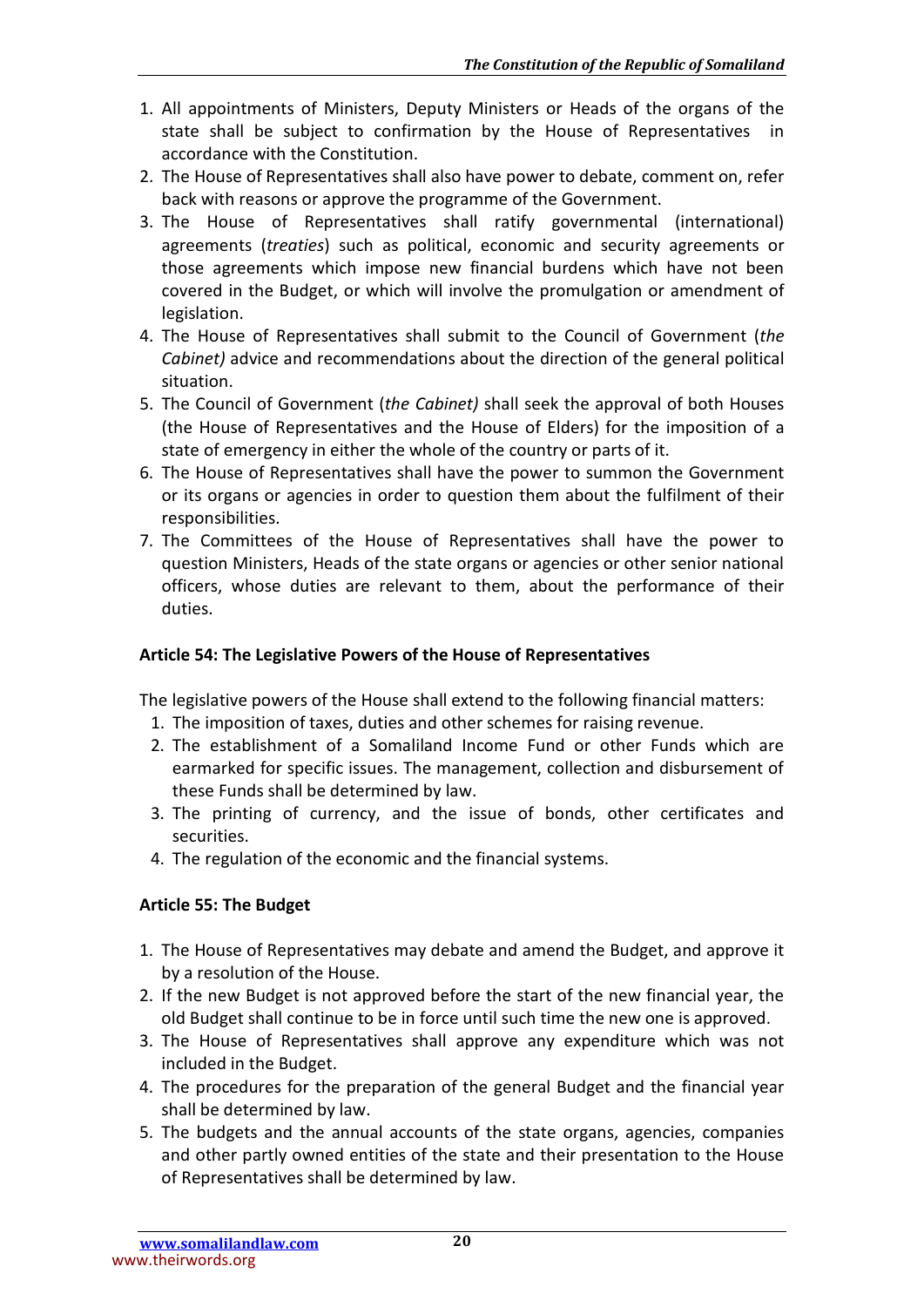1. All appointments of Ministers, Deputy Ministers or Heads of the organs of the state shall be subject to confirmation by the House of Representatives in accordance with the Constitution.
2. The House of Representatives shall also have power to debate, comment on, refer back with reasons or approve the programme of the Government.
3. The House of Representatives shall ratify governmental (international) agreements (*treaties*) such as political, economic and security agreements or those agreements which impose new financial burdens which have not been covered in the Budget, or which will involve the promulgation or amendment of legislation.
4. The House of Representatives shall submit to the Council of Government (*the Cabinet)* advice and recommendations about the direction of the general political situation.
5. The Council of Government (*the Cabinet)* shall seek the approval of both Houses (the House of Representatives and the House of Elders) for the imposition of a state of emergency in either the whole of the country or parts of it.
6. The House of Representatives shall have the power to summon the Government or its organs or agencies in order to question them about the fulfilment of their responsibilities.
7. The Committees of the House of Representatives shall have the power to question Ministers, Heads of the state organs or agencies or other senior national officers, whose duties are relevant to them, about the performance of their duties.

**Article 54: The Legislative Powers of the House of Representatives**

The legislative powers of the House shall extend to the following financial matters:

1. The imposition of taxes, duties and other schemes for raising revenue.
2. The establishment of a Somaliland Income Fund or other Funds which are earmarked for specific issues. The management, collection and disbursement of these Funds shall be determined by law.
3. The printing of currency, and the issue of bonds, other certificates and securities.
4. The regulation of the economic and the financial systems.

**Article 55: The Budget**

1. The House of Representatives may debate and amend the Budget, and approve it by a resolution of the House.
2. If the new Budget is not approved before the start of the new financial year, the old Budget shall continue to be in force until such time the new one is approved.
3. The House of Representatives shall approve any expenditure which was not included in the Budget.
4. The procedures for the preparation of the general Budget and the financial year shall be determined by law.
5. The budgets and the annual accounts of the state organs, agencies, companies and other partly owned entities of the state and their presentation to the House of Representatives shall be determined by law.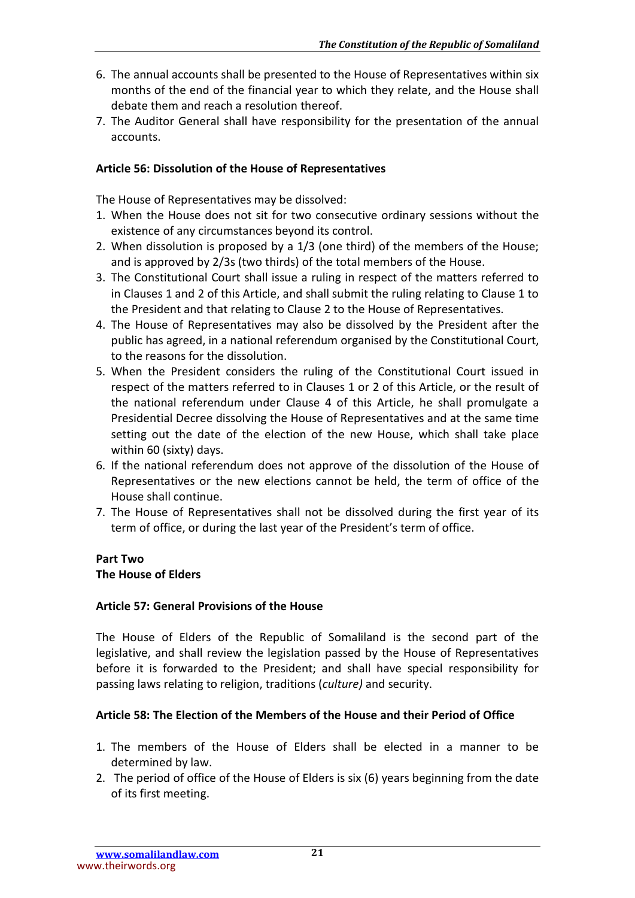6. The annual accounts shall be presented to the House of Representatives within six months of the end of the financial year to which they relate, and the House shall debate them and reach a resolution thereof.
7. The Auditor General shall have responsibility for the presentation of the annual accounts.

**Article 56: Dissolution of the House of Representatives**

The House of Representatives may be dissolved:

1. When the House does not sit for two consecutive ordinary sessions without the existence of any circumstances beyond its control.
2. When dissolution is proposed by a 1/3 (one third) of the members of the House; and is approved by 2/3s (two thirds) of the total members of the House.
3. The Constitutional Court shall issue a ruling in respect of the matters referred to in Clauses 1 and 2 of this Article, and shall submit the ruling relating to Clause 1 to the President and that relating to Clause 2 to the House of Representatives.
4. The House of Representatives may also be dissolved by the President after the public has agreed, in a national referendum organised by the Constitutional Court, to the reasons for the dissolution.
5. When the President considers the ruling of the Constitutional Court issued in respect of the matters referred to in Clauses 1 or 2 of this Article, or the result of the national referendum under Clause 4 of this Article, he shall promulgate a Presidential Decree dissolving the House of Representatives and at the same time setting out the date of the election of the new House, which shall take place within 60 (sixty) days.
6. If the national referendum does not approve of the dissolution of the House of Representatives or the new elections cannot be held, the term of office of the House shall continue.
7. The House of Representatives shall not be dissolved during the first year of its term of office, or during the last year of the President's term of office.

**Part Two**
**The House of Elders**

**Article 57: General Provisions of the House**

The House of Elders of the Republic of Somaliland is the second part of the legislative, and shall review the legislation passed by the House of Representatives before it is forwarded to the President; and shall have special responsibility for passing laws relating to religion, traditions (*culture)* and security.

**Article 58: The Election of the Members of the House and their Period of Office**

1. The members of the House of Elders shall be elected in a manner to be determined by law.
2. The period of office of the House of Elders is six (6) years beginning from the date of its first meeting.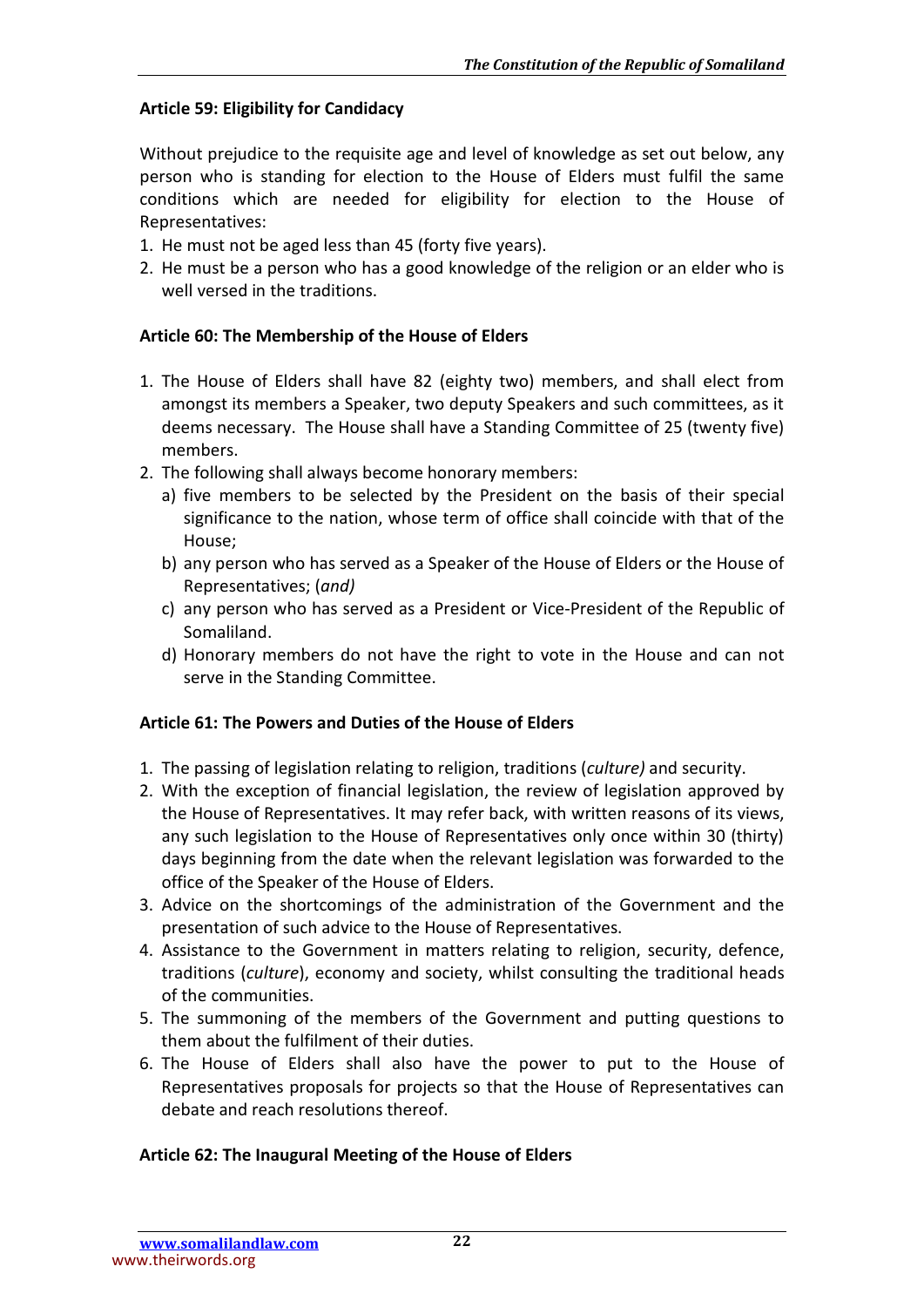**Article 59: Eligibility for Candidacy**

Without prejudice to the requisite age and level of knowledge as set out below, any person who is standing for election to the House of Elders must fulfil the same conditions which are needed for eligibility for election to the House of Representatives:

1. He must not be aged less than 45 (forty five years).
2. He must be a person who has a good knowledge of the religion or an elder who is well versed in the traditions.

**Article 60: The Membership of the House of Elders**

1. The House of Elders shall have 82 (eighty two) members, and shall elect from amongst its members a Speaker, two deputy Speakers and such committees, as it deems necessary. The House shall have a Standing Committee of 25 (twenty five) members.
2. The following shall always become honorary members:
   a) five members to be selected by the President on the basis of their special significance to the nation, whose term of office shall coincide with that of the House;
   b) any person who has served as a Speaker of the House of Elders or the House of Representatives; (*and)*
   c) any person who has served as a President or Vice-President of the Republic of Somaliland.
   d) Honorary members do not have the right to vote in the House and can not serve in the Standing Committee.

**Article 61: The Powers and Duties of the House of Elders**

1. The passing of legislation relating to religion, traditions (*culture)* and security.
2. With the exception of financial legislation, the review of legislation approved by the House of Representatives. It may refer back, with written reasons of its views, any such legislation to the House of Representatives only once within 30 (thirty) days beginning from the date when the relevant legislation was forwarded to the office of the Speaker of the House of Elders.
3. Advice on the shortcomings of the administration of the Government and the presentation of such advice to the House of Representatives.
4. Assistance to the Government in matters relating to religion, security, defence, traditions (*culture*), economy and society, whilst consulting the traditional heads of the communities.
5. The summoning of the members of the Government and putting questions to them about the fulfilment of their duties.
6. The House of Elders shall also have the power to put to the House of Representatives proposals for projects so that the House of Representatives can debate and reach resolutions thereof.

**Article 62: The Inaugural Meeting of the House of Elders**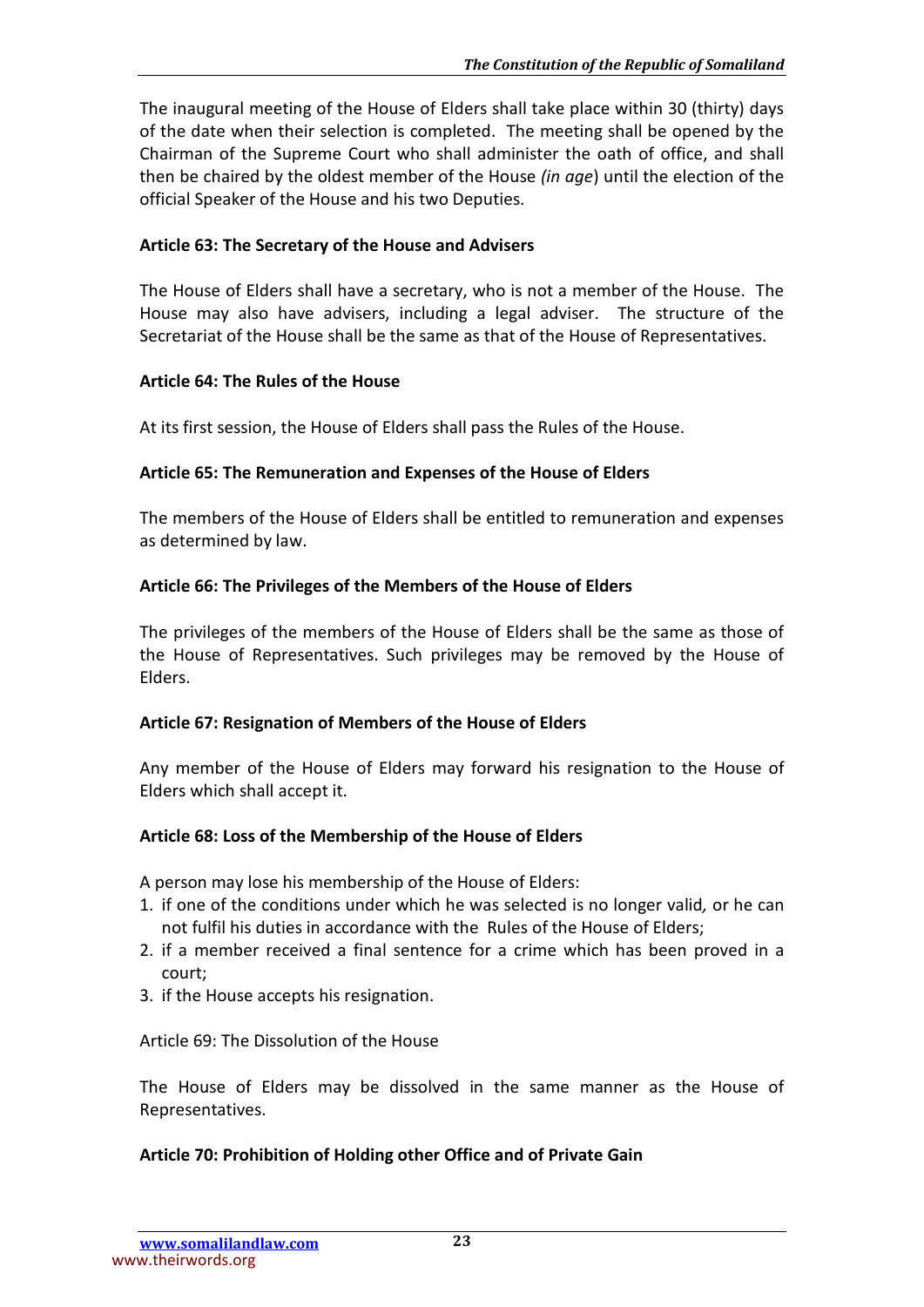The inaugural meeting of the House of Elders shall take place within 30 (thirty) days of the date when their selection is completed. The meeting shall be opened by the Chairman of the Supreme Court who shall administer the oath of office, and shall then be chaired by the oldest member of the House *(in age*) until the election of the official Speaker of the House and his two Deputies.

**Article 63: The Secretary of the House and Advisers**

The House of Elders shall have a secretary, who is not a member of the House. The House may also have advisers, including a legal adviser. The structure of the Secretariat of the House shall be the same as that of the House of Representatives.

**Article 64: The Rules of the House**

At its first session, the House of Elders shall pass the Rules of the House.

**Article 65: The Remuneration and Expenses of the House of Elders**

The members of the House of Elders shall be entitled to remuneration and expenses as determined by law.

**Article 66: The Privileges of the Members of the House of Elders**

The privileges of the members of the House of Elders shall be the same as those of the House of Representatives. Such privileges may be removed by the House of Elders.

**Article 67: Resignation of Members of the House of Elders**

Any member of the House of Elders may forward his resignation to the House of Elders which shall accept it.

**Article 68: Loss of the Membership of the House of Elders**

A person may lose his membership of the House of Elders:

1. if one of the conditions under which he was selected is no longer valid*,* or he can not fulfil his duties in accordance with the Rules of the House of Elders;
2. if a member received a final sentence for a crime which has been proved in a court;
3. if the House accepts his resignation.

Article 69: The Dissolution of the House

The House of Elders may be dissolved in the same manner as the House of Representatives.

**Article 70: Prohibition of Holding other Office and of Private Gain**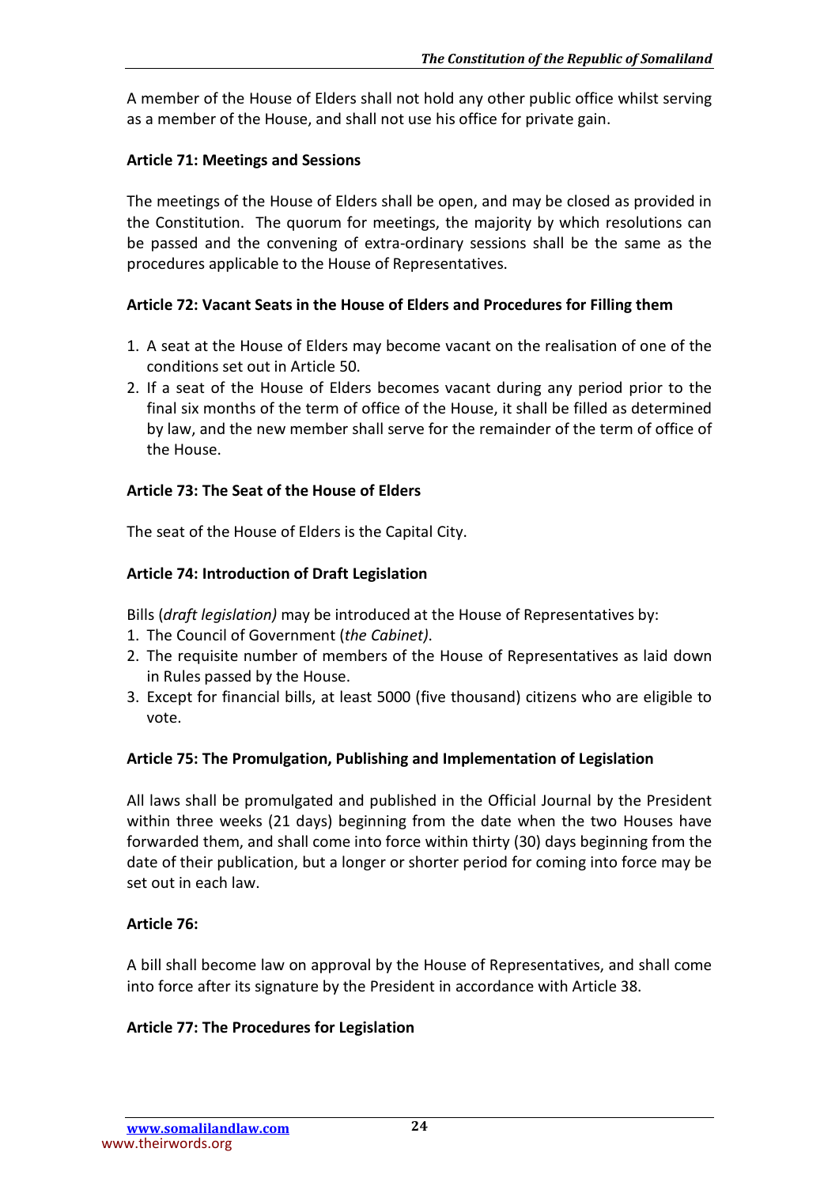A member of the House of Elders shall not hold any other public office whilst serving as a member of the House, and shall not use his office for private gain.

**Article 71: Meetings and Sessions**

The meetings of the House of Elders shall be open, and may be closed as provided in the Constitution. The quorum for meetings, the majority by which resolutions can be passed and the convening of extra-ordinary sessions shall be the same as the procedures applicable to the House of Representatives.

**Article 72: Vacant Seats in the House of Elders and Procedures for Filling them**

1. A seat at the House of Elders may become vacant on the realisation of one of the conditions set out in Article 50.
2. If a seat of the House of Elders becomes vacant during any period prior to the final six months of the term of office of the House, it shall be filled as determined by law, and the new member shall serve for the remainder of the term of office of the House.

**Article 73: The Seat of the House of Elders**

The seat of the House of Elders is the Capital City.

**Article 74: Introduction of Draft Legislation**

Bills (*draft legislation)* may be introduced at the House of Representatives by:

1. The Council of Government (*the Cabinet)*.
2. The requisite number of members of the House of Representatives as laid down in Rules passed by the House.
3. Except for financial bills, at least 5000 (five thousand) citizens who are eligible to vote.

**Article 75: The Promulgation, Publishing and Implementation of Legislation**

All laws shall be promulgated and published in the Official Journal by the President within three weeks (21 days) beginning from the date when the two Houses have forwarded them, and shall come into force within thirty (30) days beginning from the date of their publication, but a longer or shorter period for coming into force may be set out in each law.

**Article 76:**

A bill shall become law on approval by the House of Representatives, and shall come into force after its signature by the President in accordance with Article 38.

**Article 77: The Procedures for Legislation**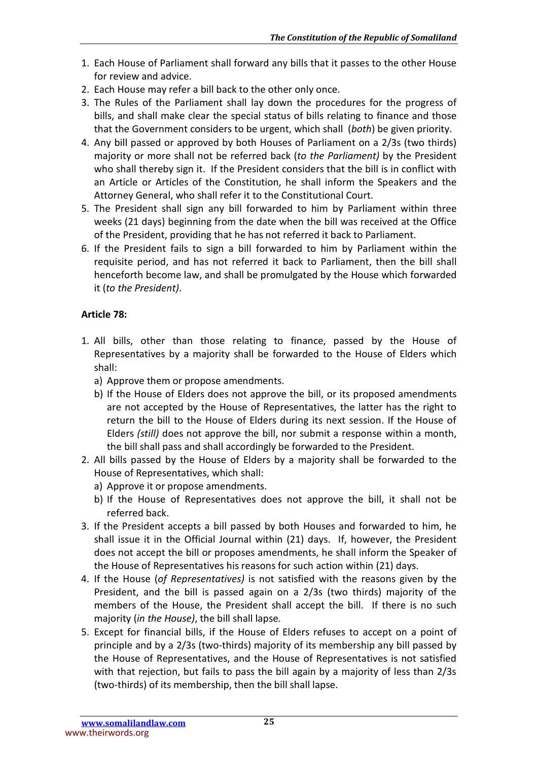1. Each House of Parliament shall forward any bills that it passes to the other House for review and advice.
2. Each House may refer a bill back to the other only once.
3. The Rules of the Parliament shall lay down the procedures for the progress of bills, and shall make clear the special status of bills relating to finance and those that the Government considers to be urgent, which shall (*both*) be given priority.
4. Any bill passed or approved by both Houses of Parliament on a 2/3s (two thirds) majority or more shall not be referred back (*to the Parliament)* by the President who shall thereby sign it. If the President considers that the bill is in conflict with an Article or Articles of the Constitution, he shall inform the Speakers and the Attorney General, who shall refer it to the Constitutional Court.
5. The President shall sign any bill forwarded to him by Parliament within three weeks (21 days) beginning from the date when the bill was received at the Office of the President, providing that he has not referred it back to Parliament.
6. If the President fails to sign a bill forwarded to him by Parliament within the requisite period, and has not referred it back to Parliament, then the bill shall henceforth become law, and shall be promulgated by the House which forwarded it (*to the President)*.

**Article 78:**

1. All bills, other than those relating to finance, passed by the House of Representatives by a majority shall be forwarded to the House of Elders which shall:
   a) Approve them or propose amendments.
   b) If the House of Elders does not approve the bill, or its proposed amendments are not accepted by the House of Representatives, the latter has the right to return the bill to the House of Elders during its next session. If the House of Elders *(still)* does not approve the bill, nor submit a response within a month, the bill shall pass and shall accordingly be forwarded to the President.
2. All bills passed by the House of Elders by a majority shall be forwarded to the House of Representatives, which shall:
   a) Approve it or propose amendments.
   b) If the House of Representatives does not approve the bill, it shall not be referred back.
3. If the President accepts a bill passed by both Houses and forwarded to him, he shall issue it in the Official Journal within (21) days. If, however, the President does not accept the bill or proposes amendments, he shall inform the Speaker of the House of Representatives his reasons for such action within (21) days.
4. If the House (*of Representatives)* is not satisfied with the reasons given by the President, and the bill is passed again on a 2/3s (two thirds) majority of the members of the House, the President shall accept the bill. If there is no such majority (*in the House)*, the bill shall lapse.
5. Except for financial bills, if the House of Elders refuses to accept on a point of principle and by a 2/3s (two-thirds) majority of its membership any bill passed by the House of Representatives, and the House of Representatives is not satisfied with that rejection, but fails to pass the bill again by a majority of less than 2/3s (two-thirds) of its membership, then the bill shall lapse.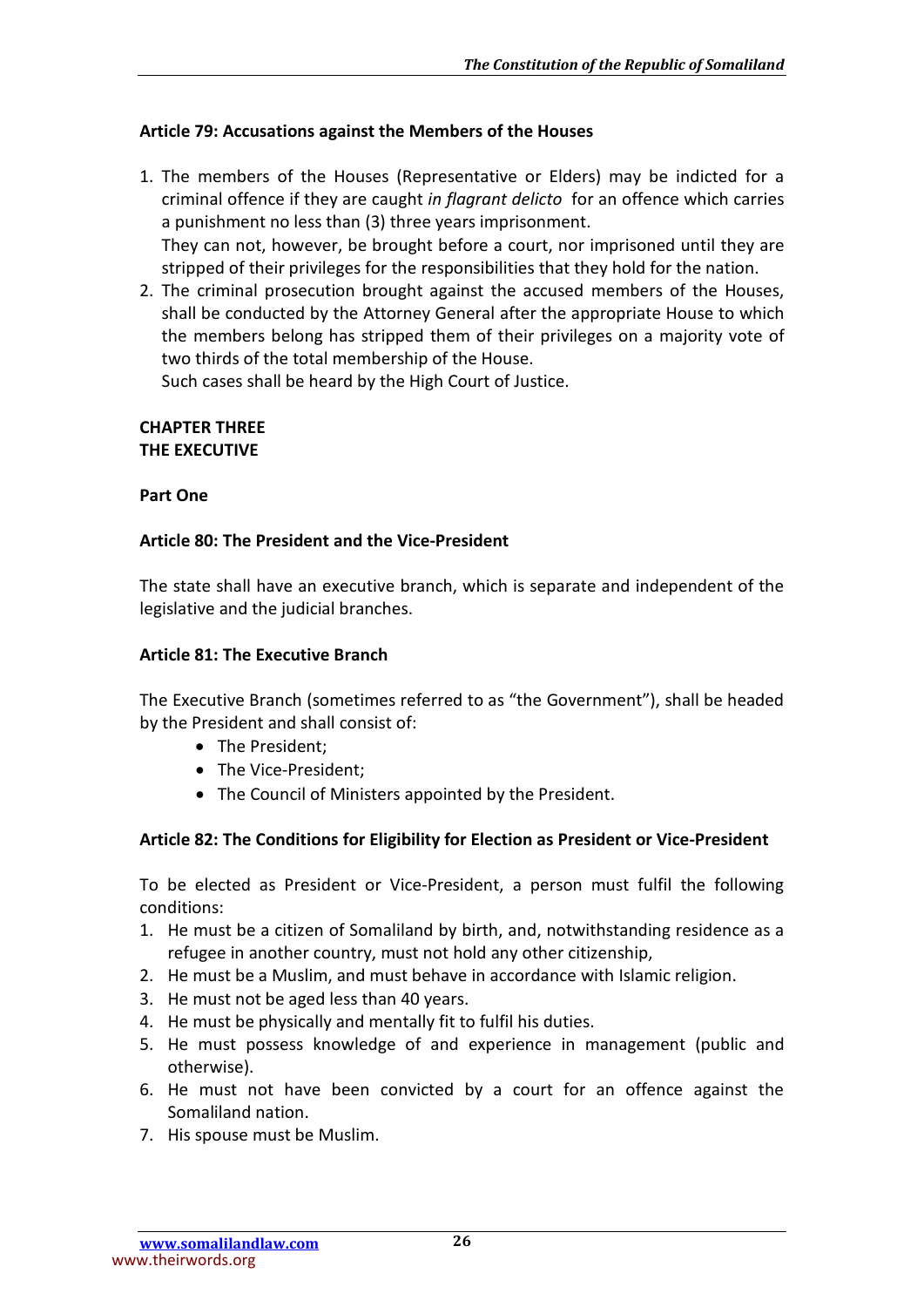**Article 79: Accusations against the Members of the Houses**

1. The members of the Houses (Representative or Elders) may be indicted for a criminal offence if they are caught *in flagrant delicto* for an offence which carries a punishment no less than (3) three years imprisonment.
   They can not, however, be brought before a court, nor imprisoned until they are stripped of their privileges for the responsibilities that they hold for the nation.
2. The criminal prosecution brought against the accused members of the Houses, shall be conducted by the Attorney General after the appropriate House to which the members belong has stripped them of their privileges on a majority vote of two thirds of the total membership of the House.
   Such cases shall be heard by the High Court of Justice.

**CHAPTER THREE**
**THE EXECUTIVE**

**Part One**

**Article 80: The President and the Vice-President**

The state shall have an executive branch, which is separate and independent of the legislative and the judicial branches.

**Article 81: The Executive Branch**

The Executive Branch (sometimes referred to as "the Government"), shall be headed by the President and shall consist of:

- The President;
- The Vice-President;
- The Council of Ministers appointed by the President.

**Article 82: The Conditions for Eligibility for Election as President or Vice-President**

To be elected as President or Vice-President, a person must fulfil the following conditions:

1. He must be a citizen of Somaliland by birth, and, notwithstanding residence as a refugee in another country, must not hold any other citizenship,
2. He must be a Muslim, and must behave in accordance with Islamic religion.
3. He must not be aged less than 40 years.
4. He must be physically and mentally fit to fulfil his duties.
5. He must possess knowledge of and experience in management (public and otherwise).
6. He must not have been convicted by a court for an offence against the Somaliland nation.
7. His spouse must be Muslim.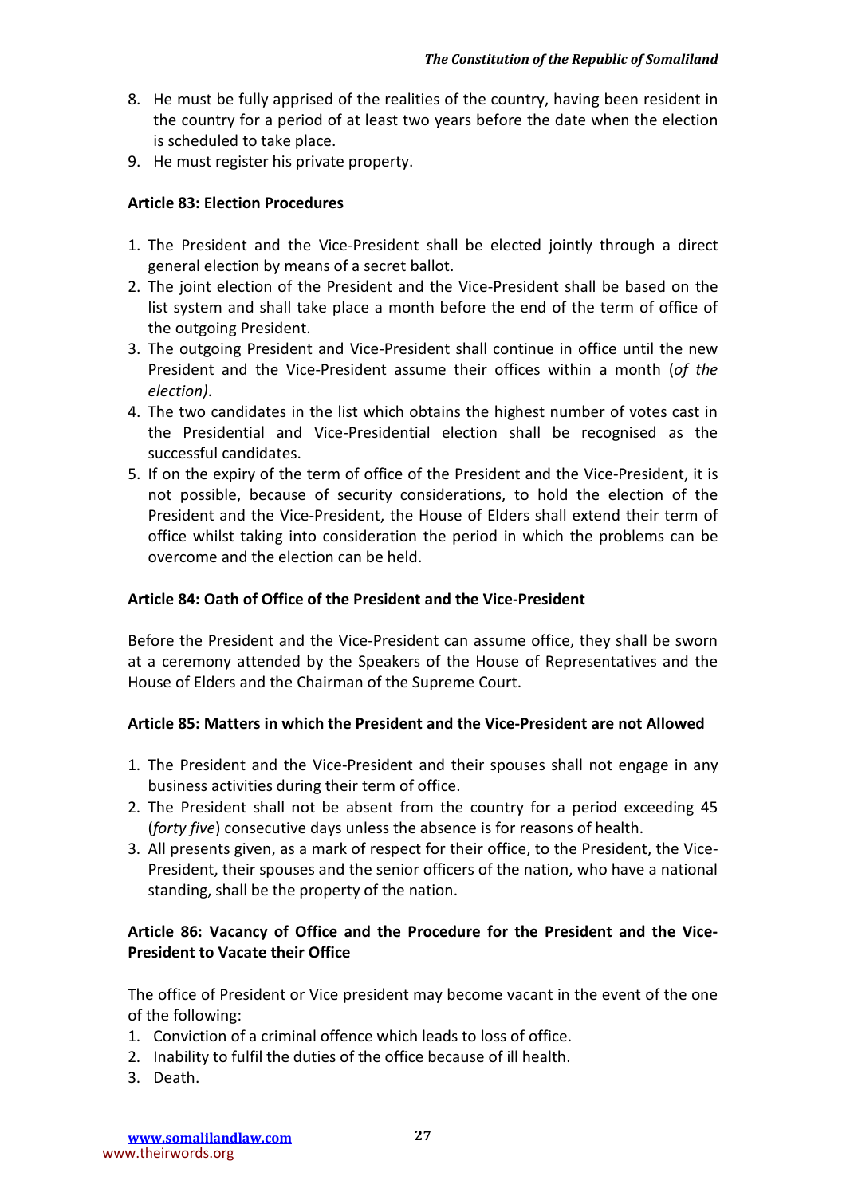8. He must be fully apprised of the realities of the country, having been resident in the country for a period of at least two years before the date when the election is scheduled to take place.
9. He must register his private property.

**Article 83: Election Procedures**

1. The President and the Vice-President shall be elected jointly through a direct general election by means of a secret ballot.
2. The joint election of the President and the Vice-President shall be based on the list system and shall take place a month before the end of the term of office of the outgoing President.
3. The outgoing President and Vice-President shall continue in office until the new President and the Vice-President assume their offices within a month (*of the election)*.
4. The two candidates in the list which obtains the highest number of votes cast in the Presidential and Vice-Presidential election shall be recognised as the successful candidates.
5. If on the expiry of the term of office of the President and the Vice-President, it is not possible, because of security considerations, to hold the election of the President and the Vice-President, the House of Elders shall extend their term of office whilst taking into consideration the period in which the problems can be overcome and the election can be held.

**Article 84: Oath of Office of the President and the Vice-President**

Before the President and the Vice-President can assume office, they shall be sworn at a ceremony attended by the Speakers of the House of Representatives and the House of Elders and the Chairman of the Supreme Court.

**Article 85: Matters in which the President and the Vice-President are not Allowed**

1. The President and the Vice-President and their spouses shall not engage in any business activities during their term of office.
2. The President shall not be absent from the country for a period exceeding 45 (*forty five*) consecutive days unless the absence is for reasons of health.
3. All presents given, as a mark of respect for their office, to the President, the Vice-President, their spouses and the senior officers of the nation, who have a national standing, shall be the property of the nation.

**Article 86: Vacancy of Office and the Procedure for the President and the Vice-President to Vacate their Office**

The office of President or Vice president may become vacant in the event of the one of the following:

1. Conviction of a criminal offence which leads to loss of office.
2. Inability to fulfil the duties of the office because of ill health.
3. Death.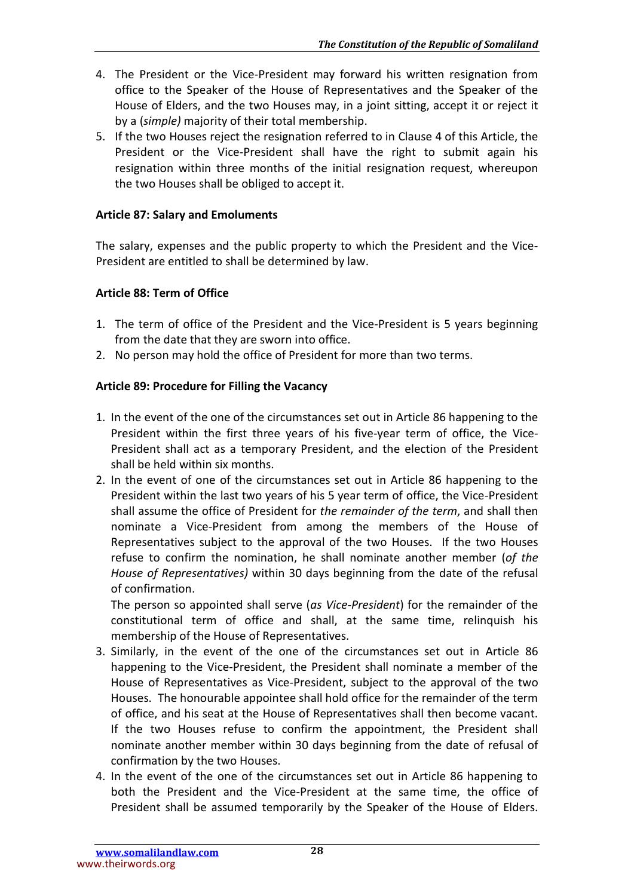4. The President or the Vice-President may forward his written resignation from office to the Speaker of the House of Representatives and the Speaker of the House of Elders, and the two Houses may, in a joint sitting, accept it or reject it by a (*simple)* majority of their total membership.
5. If the two Houses reject the resignation referred to in Clause 4 of this Article, the President or the Vice-President shall have the right to submit again his resignation within three months of the initial resignation request, whereupon the two Houses shall be obliged to accept it.

**Article 87: Salary and Emoluments**

The salary, expenses and the public property to which the President and the Vice-President are entitled to shall be determined by law.

**Article 88: Term of Office**

1. The term of office of the President and the Vice-President is 5 years beginning from the date that they are sworn into office.
2. No person may hold the office of President for more than two terms.

**Article 89: Procedure for Filling the Vacancy**

1. In the event of the one of the circumstances set out in Article 86 happening to the President within the first three years of his five-year term of office, the Vice-President shall act as a temporary President, and the election of the President shall be held within six months.
2. In the event of one of the circumstances set out in Article 86 happening to the President within the last two years of his 5 year term of office, the Vice-President shall assume the office of President for *the remainder of the term*, and shall then nominate a Vice-President from among the members of the House of Representatives subject to the approval of the two Houses. If the two Houses refuse to confirm the nomination, he shall nominate another member (*of the House of Representatives)* within 30 days beginning from the date of the refusal of confirmation.

   The person so appointed shall serve (*as Vice-President*) for the remainder of the constitutional term of office and shall, at the same time, relinquish his membership of the House of Representatives.
3. Similarly, in the event of the one of the circumstances set out in Article 86 happening to the Vice-President, the President shall nominate a member of the House of Representatives as Vice-President, subject to the approval of the two Houses. The honourable appointee shall hold office for the remainder of the term of office, and his seat at the House of Representatives shall then become vacant. If the two Houses refuse to confirm the appointment, the President shall nominate another member within 30 days beginning from the date of refusal of confirmation by the two Houses.
4. In the event of the one of the circumstances set out in Article 86 happening to both the President and the Vice-President at the same time, the office of President shall be assumed temporarily by the Speaker of the House of Elders.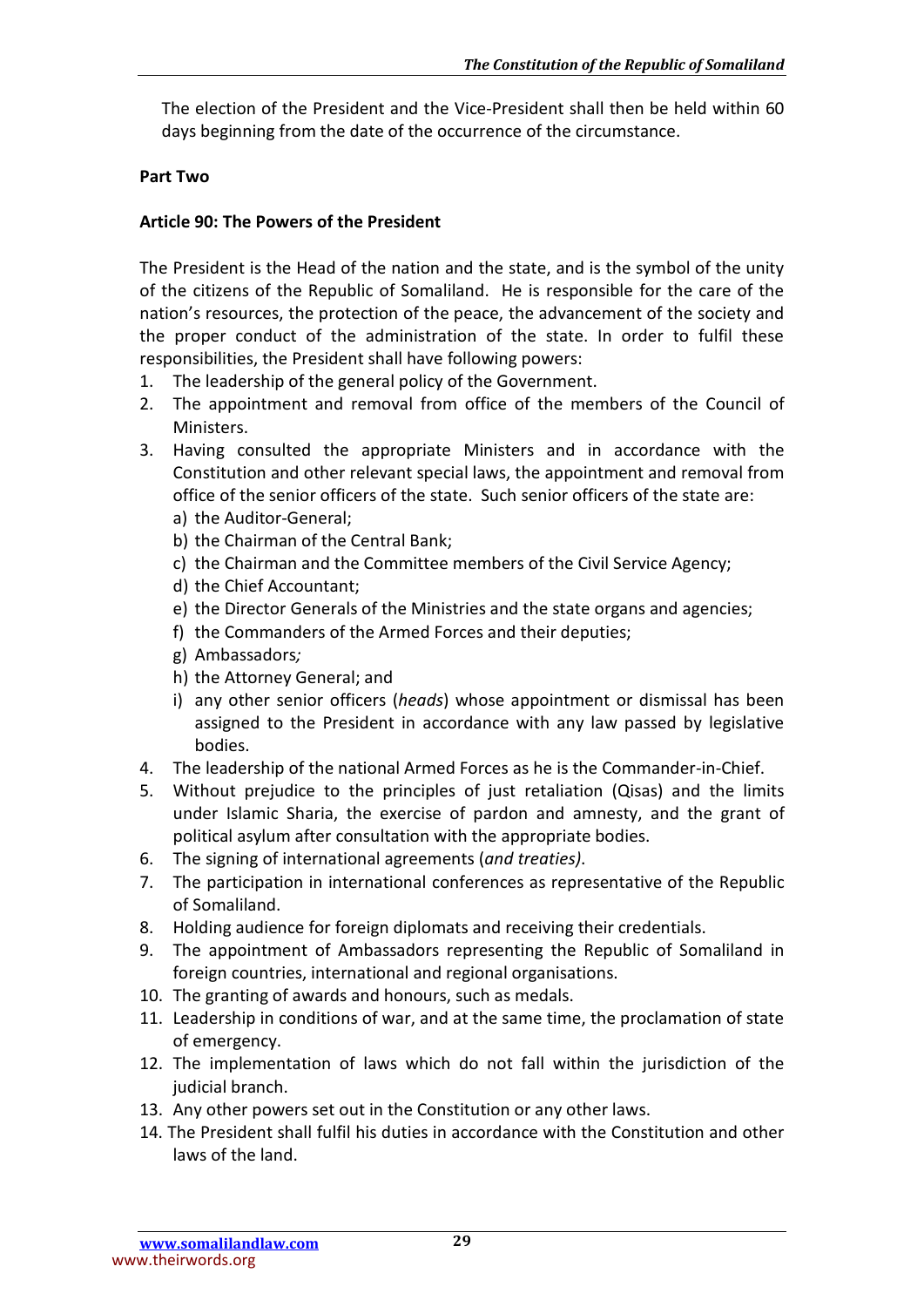The election of the President and the Vice-President shall then be held within 60 days beginning from the date of the occurrence of the circumstance.

**Part Two**

**Article 90: The Powers of the President**

The President is the Head of the nation and the state, and is the symbol of the unity of the citizens of the Republic of Somaliland. He is responsible for the care of the nation's resources, the protection of the peace, the advancement of the society and the proper conduct of the administration of the state. In order to fulfil these responsibilities, the President shall have following powers:

1. The leadership of the general policy of the Government.
2. The appointment and removal from office of the members of the Council of Ministers.
3. Having consulted the appropriate Ministers and in accordance with the Constitution and other relevant special laws, the appointment and removal from office of the senior officers of the state. Such senior officers of the state are:
   a) the Auditor-General;
   b) the Chairman of the Central Bank;
   c) the Chairman and the Committee members of the Civil Service Agency;
   d) the Chief Accountant;
   e) the Director Generals of the Ministries and the state organs and agencies;
   f) the Commanders of the Armed Forces and their deputies;
   g) Ambassadors*;*
   h) the Attorney General; and
   i) any other senior officers (*heads*) whose appointment or dismissal has been assigned to the President in accordance with any law passed by legislative bodies.
4. The leadership of the national Armed Forces as he is the Commander-in-Chief.
5. Without prejudice to the principles of just retaliation (Qisas) and the limits under Islamic Sharia, the exercise of pardon and amnesty, and the grant of political asylum after consultation with the appropriate bodies.
6. The signing of international agreements (*and treaties)*.
7. The participation in international conferences as representative of the Republic of Somaliland.
8. Holding audience for foreign diplomats and receiving their credentials.
9. The appointment of Ambassadors representing the Republic of Somaliland in foreign countries, international and regional organisations.
10. The granting of awards and honours, such as medals.
11. Leadership in conditions of war, and at the same time, the proclamation of state of emergency.
12. The implementation of laws which do not fall within the jurisdiction of the judicial branch.
13. Any other powers set out in the Constitution or any other laws.
14. The President shall fulfil his duties in accordance with the Constitution and other laws of the land.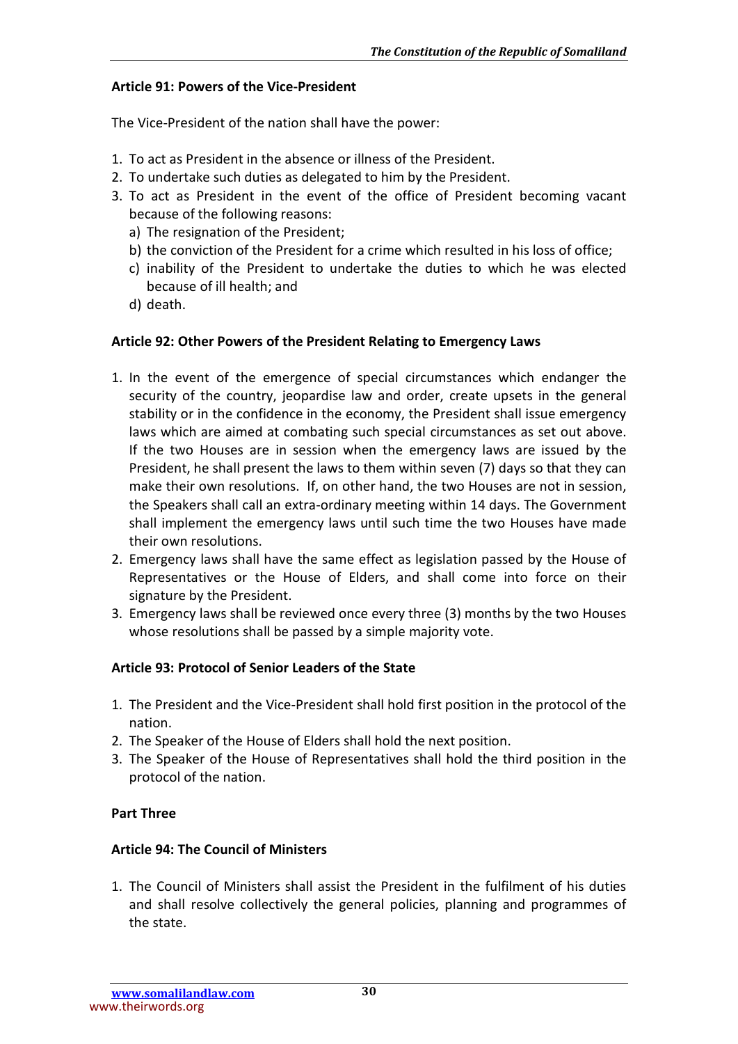**Article 91: Powers of the Vice-President**

The Vice-President of the nation shall have the power:

1. To act as President in the absence or illness of the President.
2. To undertake such duties as delegated to him by the President.
3. To act as President in the event of the office of President becoming vacant because of the following reasons:
   a) The resignation of the President;
   b) the conviction of the President for a crime which resulted in his loss of office;
   c) inability of the President to undertake the duties to which he was elected because of ill health; and
   d) death.

**Article 92: Other Powers of the President Relating to Emergency Laws**

1. In the event of the emergence of special circumstances which endanger the security of the country, jeopardise law and order, create upsets in the general stability or in the confidence in the economy, the President shall issue emergency laws which are aimed at combating such special circumstances as set out above. If the two Houses are in session when the emergency laws are issued by the President, he shall present the laws to them within seven (7) days so that they can make their own resolutions. If, on other hand, the two Houses are not in session, the Speakers shall call an extra-ordinary meeting within 14 days. The Government shall implement the emergency laws until such time the two Houses have made their own resolutions.
2. Emergency laws shall have the same effect as legislation passed by the House of Representatives or the House of Elders, and shall come into force on their signature by the President.
3. Emergency laws shall be reviewed once every three (3) months by the two Houses whose resolutions shall be passed by a simple majority vote.

**Article 93: Protocol of Senior Leaders of the State**

1. The President and the Vice-President shall hold first position in the protocol of the nation.
2. The Speaker of the House of Elders shall hold the next position.
3. The Speaker of the House of Representatives shall hold the third position in the protocol of the nation.

**Part Three**

**Article 94: The Council of Ministers**

1. The Council of Ministers shall assist the President in the fulfilment of his duties and shall resolve collectively the general policies, planning and programmes of the state.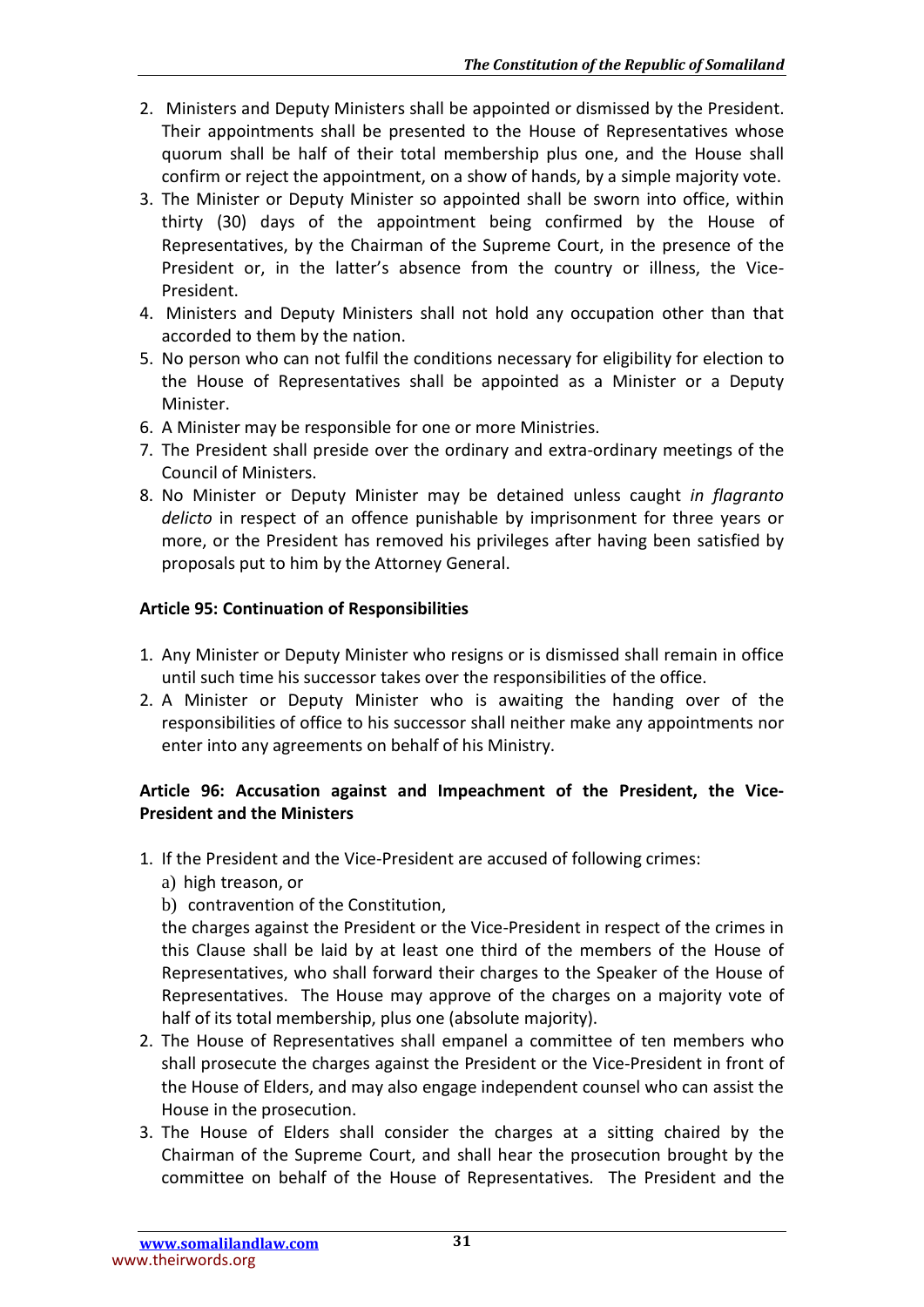2. Ministers and Deputy Ministers shall be appointed or dismissed by the President. Their appointments shall be presented to the House of Representatives whose quorum shall be half of their total membership plus one, and the House shall confirm or reject the appointment, on a show of hands, by a simple majority vote.
3. The Minister or Deputy Minister so appointed shall be sworn into office, within thirty (30) days of the appointment being confirmed by the House of Representatives, by the Chairman of the Supreme Court, in the presence of the President or, in the latter's absence from the country or illness, the Vice-President.
4. Ministers and Deputy Ministers shall not hold any occupation other than that accorded to them by the nation.
5. No person who can not fulfil the conditions necessary for eligibility for election to the House of Representatives shall be appointed as a Minister or a Deputy Minister.
6. A Minister may be responsible for one or more Ministries.
7. The President shall preside over the ordinary and extra-ordinary meetings of the Council of Ministers.
8. No Minister or Deputy Minister may be detained unless caught *in flagranto delicto* in respect of an offence punishable by imprisonment for three years or more, or the President has removed his privileges after having been satisfied by proposals put to him by the Attorney General.

**Article 95: Continuation of Responsibilities**

1. Any Minister or Deputy Minister who resigns or is dismissed shall remain in office until such time his successor takes over the responsibilities of the office.
2. A Minister or Deputy Minister who is awaiting the handing over of the responsibilities of office to his successor shall neither make any appointments nor enter into any agreements on behalf of his Ministry.

**Article 96: Accusation against and Impeachment of the President, the Vice-President and the Ministers**

1. If the President and the Vice-President are accused of following crimes:
   a) high treason, or
   b) contravention of the Constitution,

   the charges against the President or the Vice-President in respect of the crimes in this Clause shall be laid by at least one third of the members of the House of Representatives, who shall forward their charges to the Speaker of the House of Representatives. The House may approve of the charges on a majority vote of half of its total membership, plus one (absolute majority).
2. The House of Representatives shall empanel a committee of ten members who shall prosecute the charges against the President or the Vice-President in front of the House of Elders, and may also engage independent counsel who can assist the House in the prosecution.
3. The House of Elders shall consider the charges at a sitting chaired by the Chairman of the Supreme Court, and shall hear the prosecution brought by the committee on behalf of the House of Representatives. The President and the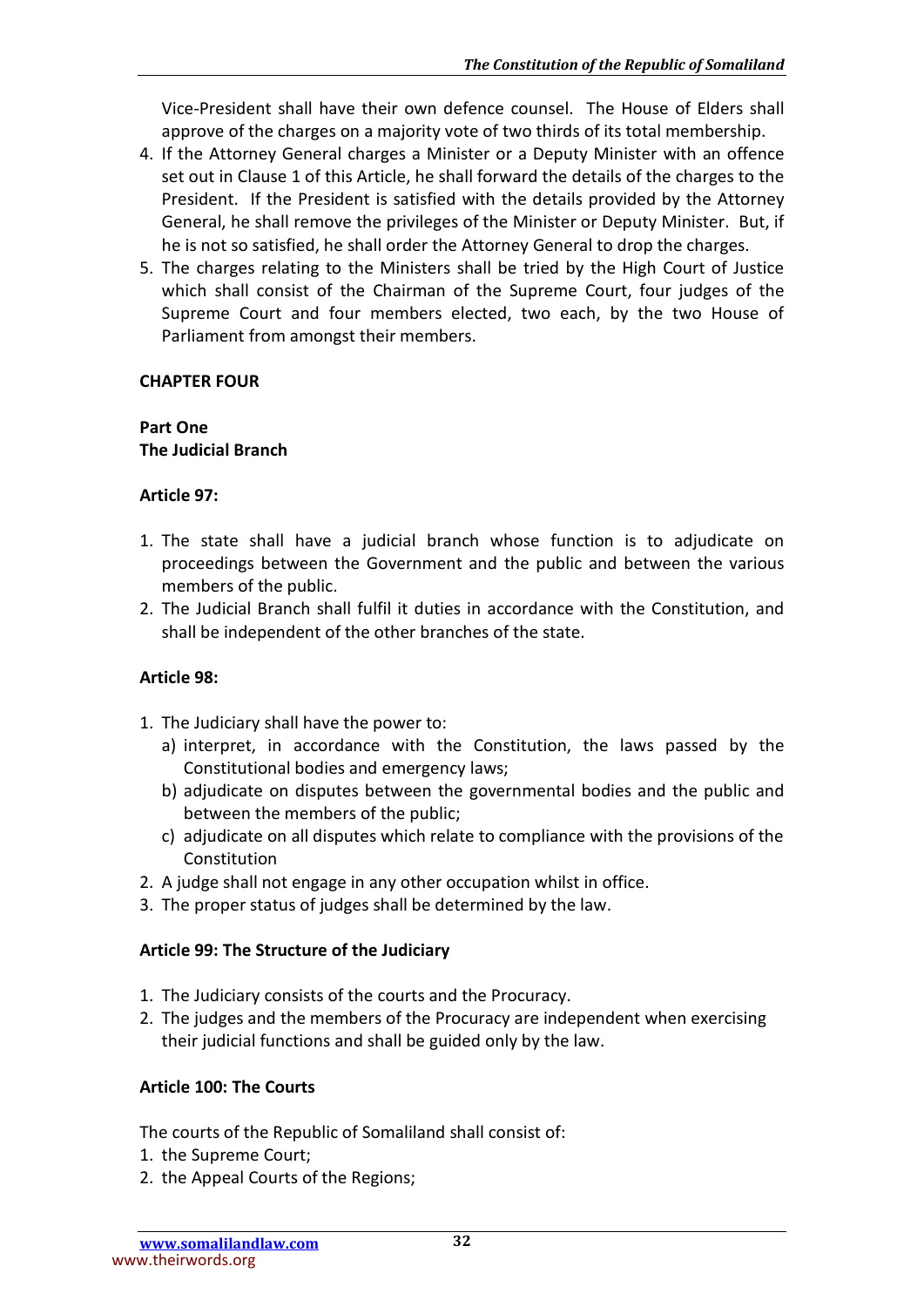Vice-President shall have their own defence counsel. The House of Elders shall approve of the charges on a majority vote of two thirds of its total membership.

4. If the Attorney General charges a Minister or a Deputy Minister with an offence set out in Clause 1 of this Article, he shall forward the details of the charges to the President. If the President is satisfied with the details provided by the Attorney General, he shall remove the privileges of the Minister or Deputy Minister. But, if he is not so satisfied, he shall order the Attorney General to drop the charges.
5. The charges relating to the Ministers shall be tried by the High Court of Justice which shall consist of the Chairman of the Supreme Court, four judges of the Supreme Court and four members elected, two each, by the two House of Parliament from amongst their members.

**CHAPTER FOUR**

**Part One**
**The Judicial Branch**

**Article 97:**

1. The state shall have a judicial branch whose function is to adjudicate on proceedings between the Government and the public and between the various members of the public.
2. The Judicial Branch shall fulfil it duties in accordance with the Constitution, and shall be independent of the other branches of the state.

**Article 98:**

1. The Judiciary shall have the power to:
   a) interpret, in accordance with the Constitution, the laws passed by the Constitutional bodies and emergency laws;
   b) adjudicate on disputes between the governmental bodies and the public and between the members of the public;
   c) adjudicate on all disputes which relate to compliance with the provisions of the Constitution
2. A judge shall not engage in any other occupation whilst in office.
3. The proper status of judges shall be determined by the law.

**Article 99: The Structure of the Judiciary**

1. The Judiciary consists of the courts and the Procuracy.
2. The judges and the members of the Procuracy are independent when exercising their judicial functions and shall be guided only by the law.

**Article 100: The Courts**

The courts of the Republic of Somaliland shall consist of:

1. the Supreme Court;
2. the Appeal Courts of the Regions;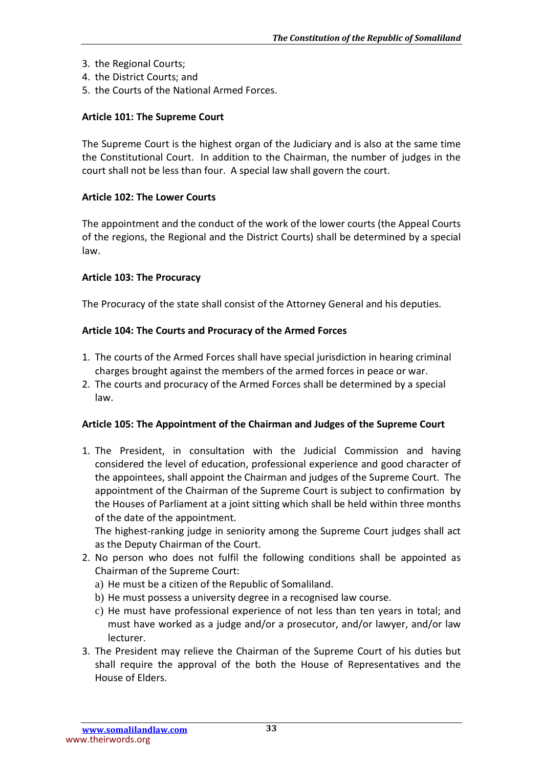3. the Regional Courts;
4. the District Courts; and
5. the Courts of the National Armed Forces.

**Article 101: The Supreme Court**

The Supreme Court is the highest organ of the Judiciary and is also at the same time the Constitutional Court. In addition to the Chairman, the number of judges in the court shall not be less than four. A special law shall govern the court.

**Article 102: The Lower Courts**

The appointment and the conduct of the work of the lower courts (the Appeal Courts of the regions, the Regional and the District Courts) shall be determined by a special law.

**Article 103: The Procuracy**

The Procuracy of the state shall consist of the Attorney General and his deputies.

**Article 104: The Courts and Procuracy of the Armed Forces**

1. The courts of the Armed Forces shall have special jurisdiction in hearing criminal charges brought against the members of the armed forces in peace or war.
2. The courts and procuracy of the Armed Forces shall be determined by a special law.

**Article 105: The Appointment of the Chairman and Judges of the Supreme Court**

1. The President, in consultation with the Judicial Commission and having considered the level of education, professional experience and good character of the appointees, shall appoint the Chairman and judges of the Supreme Court. The appointment of the Chairman of the Supreme Court is subject to confirmation by the Houses of Parliament at a joint sitting which shall be held within three months of the date of the appointment.
   The highest-ranking judge in seniority among the Supreme Court judges shall act as the Deputy Chairman of the Court.
2. No person who does not fulfil the following conditions shall be appointed as Chairman of the Supreme Court:
   a) He must be a citizen of the Republic of Somaliland.
   b) He must possess a university degree in a recognised law course.
   c) He must have professional experience of not less than ten years in total; and must have worked as a judge and/or a prosecutor, and/or lawyer, and/or law lecturer.
3. The President may relieve the Chairman of the Supreme Court of his duties but shall require the approval of the both the House of Representatives and the House of Elders.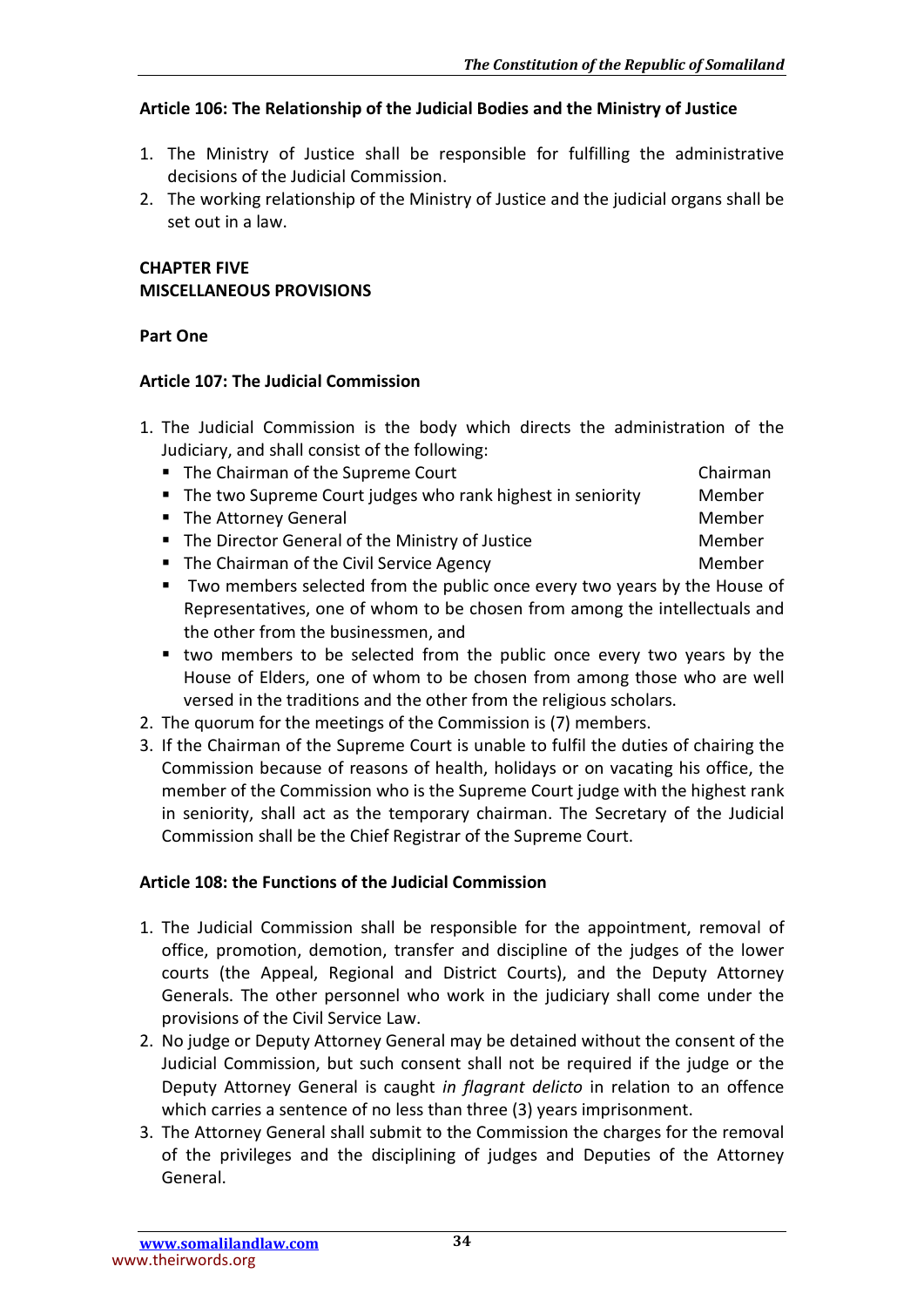### Article 106: The Relationship of the Judicial Bodies and the Ministry of Justice

1. The Ministry of Justice shall be responsible for fulfilling the administrative decisions of the Judicial Commission.
2. The working relationship of the Ministry of Justice and the judicial organs shall be set out in a law.

## CHAPTER FIVE
## MISCELLANEOUS PROVISIONS

### Part One

### Article 107: The Judicial Commission

1. The Judicial Commission is the body which directs the administration of the Judiciary, and shall consist of the following:
   - The Chairman of the Supreme Court — Chairman
   - The two Supreme Court judges who rank highest in seniority — Member
   - The Attorney General — Member
   - The Director General of the Ministry of Justice — Member
   - The Chairman of the Civil Service Agency — Member
   - Two members selected from the public once every two years by the House of Representatives, one of whom to be chosen from among the intellectuals and the other from the businessmen, and
   - two members to be selected from the public once every two years by the House of Elders, one of whom to be chosen from among those who are well versed in the traditions and the other from the religious scholars.
2. The quorum for the meetings of the Commission is (7) members.
3. If the Chairman of the Supreme Court is unable to fulfil the duties of chairing the Commission because of reasons of health, holidays or on vacating his office, the member of the Commission who is the Supreme Court judge with the highest rank in seniority, shall act as the temporary chairman. The Secretary of the Judicial Commission shall be the Chief Registrar of the Supreme Court.

### Article 108: the Functions of the Judicial Commission

1. The Judicial Commission shall be responsible for the appointment, removal of office, promotion, demotion, transfer and discipline of the judges of the lower courts (the Appeal, Regional and District Courts), and the Deputy Attorney Generals. The other personnel who work in the judiciary shall come under the provisions of the Civil Service Law.
2. No judge or Deputy Attorney General may be detained without the consent of the Judicial Commission, but such consent shall not be required if the judge or the Deputy Attorney General is caught *in flagrant delicto* in relation to an offence which carries a sentence of no less than three (3) years imprisonment.
3. The Attorney General shall submit to the Commission the charges for the removal of the privileges and the disciplining of judges and Deputies of the Attorney General.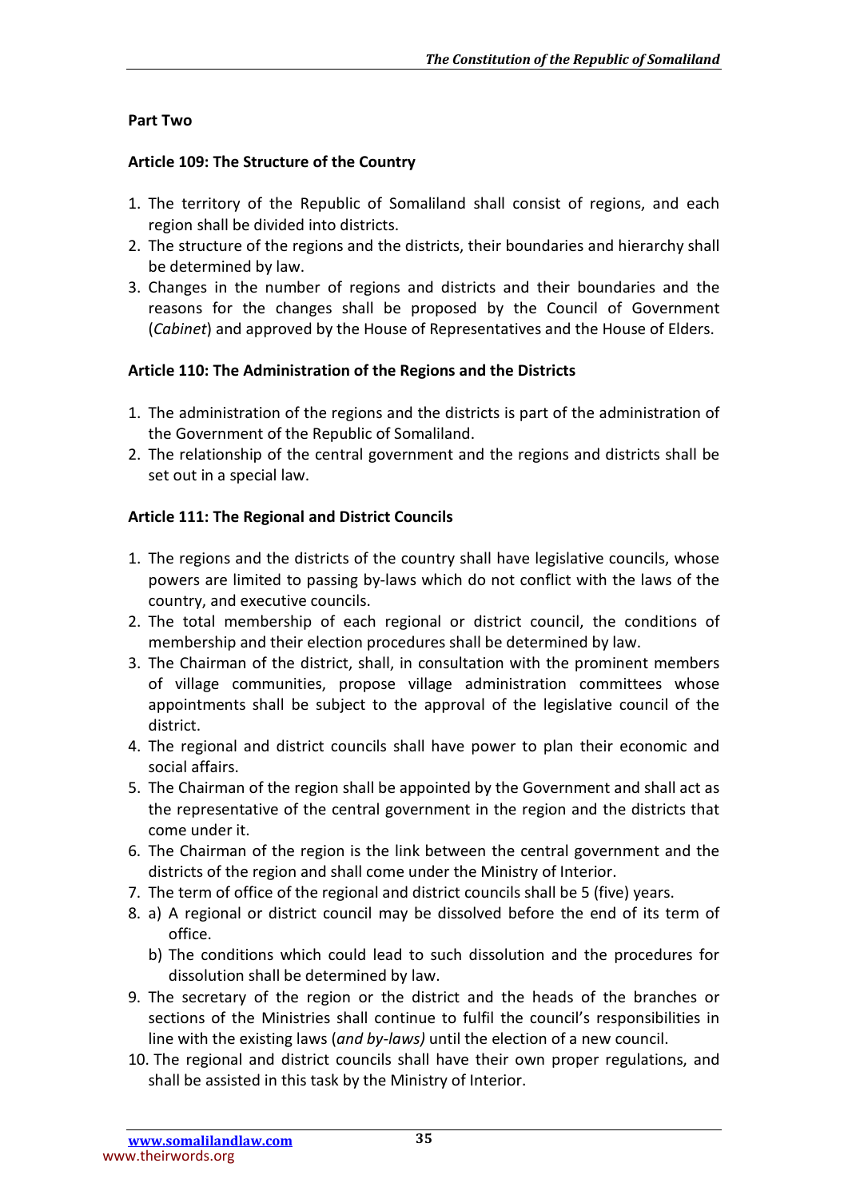**Part Two**

**Article 109: The Structure of the Country**

1. The territory of the Republic of Somaliland shall consist of regions, and each region shall be divided into districts.
2. The structure of the regions and the districts, their boundaries and hierarchy shall be determined by law.
3. Changes in the number of regions and districts and their boundaries and the reasons for the changes shall be proposed by the Council of Government (*Cabinet*) and approved by the House of Representatives and the House of Elders.

**Article 110: The Administration of the Regions and the Districts**

1. The administration of the regions and the districts is part of the administration of the Government of the Republic of Somaliland.
2. The relationship of the central government and the regions and districts shall be set out in a special law.

**Article 111: The Regional and District Councils**

1. The regions and the districts of the country shall have legislative councils, whose powers are limited to passing by-laws which do not conflict with the laws of the country, and executive councils.
2. The total membership of each regional or district council, the conditions of membership and their election procedures shall be determined by law.
3. The Chairman of the district, shall, in consultation with the prominent members of village communities, propose village administration committees whose appointments shall be subject to the approval of the legislative council of the district.
4. The regional and district councils shall have power to plan their economic and social affairs.
5. The Chairman of the region shall be appointed by the Government and shall act as the representative of the central government in the region and the districts that come under it.
6. The Chairman of the region is the link between the central government and the districts of the region and shall come under the Ministry of Interior.
7. The term of office of the regional and district councils shall be 5 (five) years.
8. a) A regional or district council may be dissolved before the end of its term of office.
   b) The conditions which could lead to such dissolution and the procedures for dissolution shall be determined by law.
9. The secretary of the region or the district and the heads of the branches or sections of the Ministries shall continue to fulfil the council's responsibilities in line with the existing laws (*and by-laws)* until the election of a new council.
10. The regional and district councils shall have their own proper regulations, and shall be assisted in this task by the Ministry of Interior.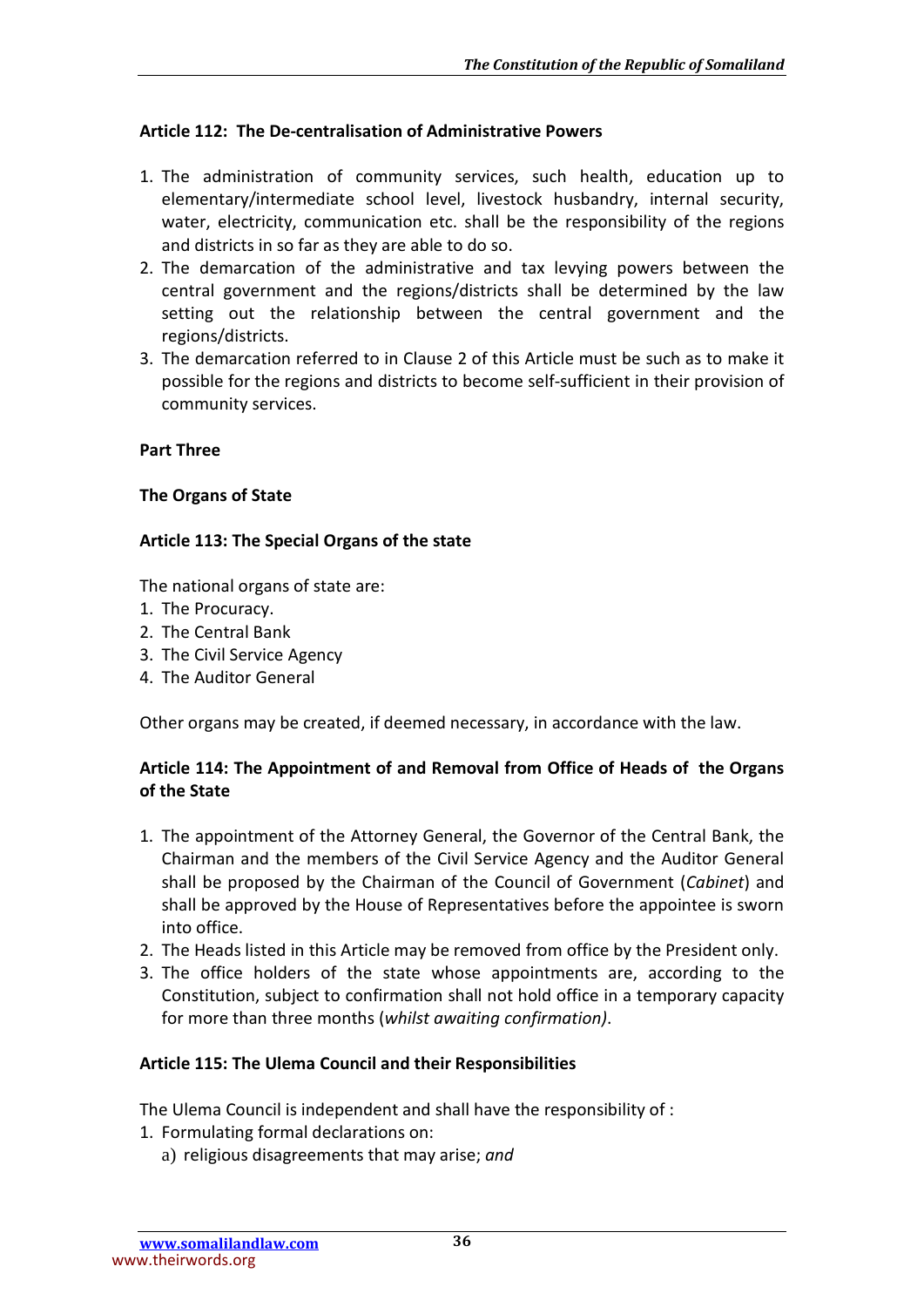### Article 112: The De-centralisation of Administrative Powers

1. The administration of community services, such health, education up to elementary/intermediate school level, livestock husbandry, internal security, water, electricity, communication etc. shall be the responsibility of the regions and districts in so far as they are able to do so.
2. The demarcation of the administrative and tax levying powers between the central government and the regions/districts shall be determined by the law setting out the relationship between the central government and the regions/districts.
3. The demarcation referred to in Clause 2 of this Article must be such as to make it possible for the regions and districts to become self-sufficient in their provision of community services.

## Part Three

## The Organs of State

### Article 113: The Special Organs of the state

The national organs of state are:

1. The Procuracy.
2. The Central Bank
3. The Civil Service Agency
4. The Auditor General

Other organs may be created, if deemed necessary, in accordance with the law.

### Article 114: The Appointment of and Removal from Office of Heads of the Organs of the State

1. The appointment of the Attorney General, the Governor of the Central Bank, the Chairman and the members of the Civil Service Agency and the Auditor General shall be proposed by the Chairman of the Council of Government (*Cabinet*) and shall be approved by the House of Representatives before the appointee is sworn into office.
2. The Heads listed in this Article may be removed from office by the President only.
3. The office holders of the state whose appointments are, according to the Constitution, subject to confirmation shall not hold office in a temporary capacity for more than three months (*whilst awaiting confirmation)*.

### Article 115: The Ulema Council and their Responsibilities

The Ulema Council is independent and shall have the responsibility of :

1. Formulating formal declarations on:
   a) religious disagreements that may arise; *and*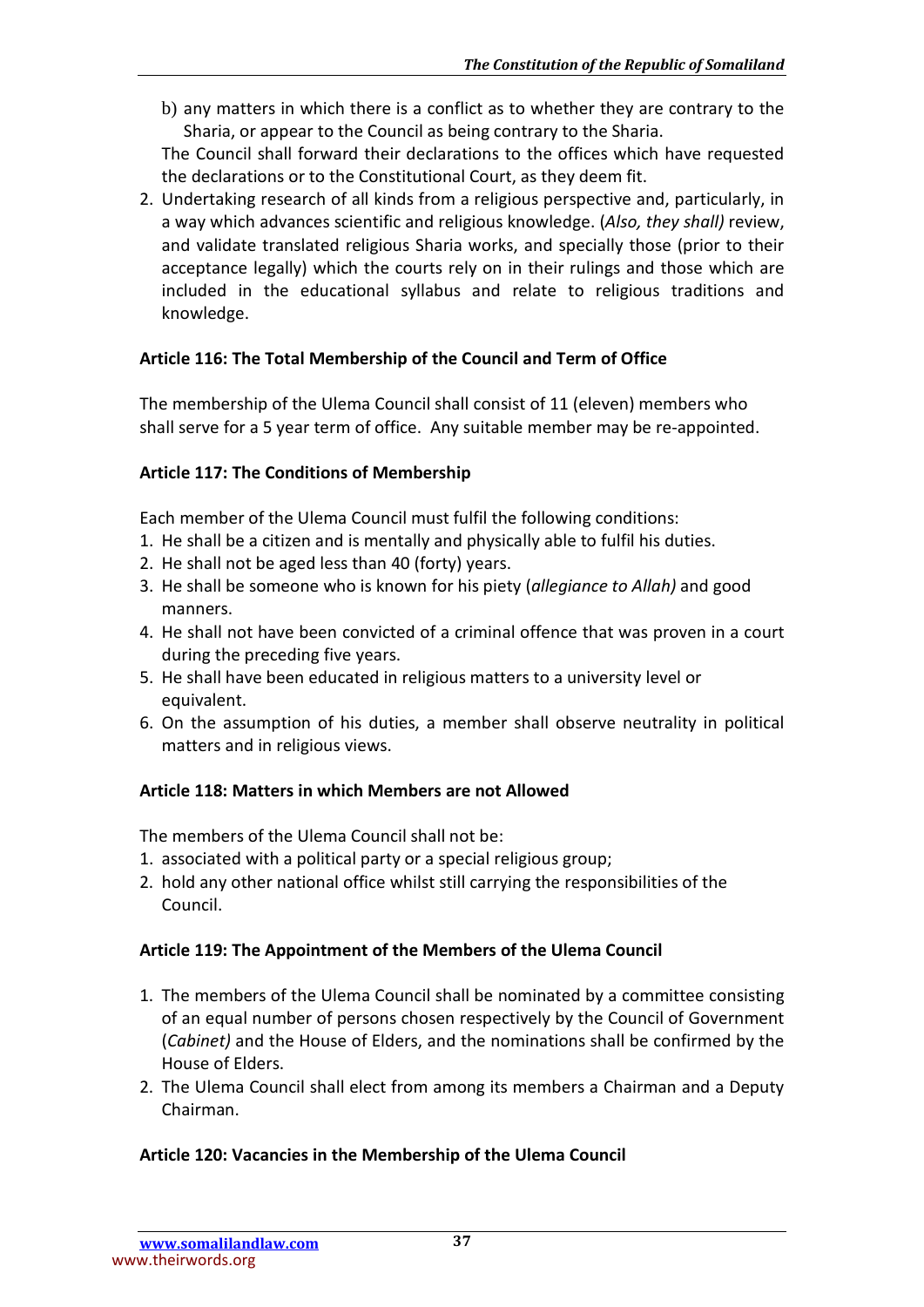b) any matters in which there is a conflict as to whether they are contrary to the Sharia, or appear to the Council as being contrary to the Sharia.

The Council shall forward their declarations to the offices which have requested the declarations or to the Constitutional Court, as they deem fit.

2. Undertaking research of all kinds from a religious perspective and, particularly, in a way which advances scientific and religious knowledge. (*Also, they shall)* review, and validate translated religious Sharia works, and specially those (prior to their acceptance legally) which the courts rely on in their rulings and those which are included in the educational syllabus and relate to religious traditions and knowledge.

**Article 116: The Total Membership of the Council and Term of Office**

The membership of the Ulema Council shall consist of 11 (eleven) members who shall serve for a 5 year term of office. Any suitable member may be re-appointed.

**Article 117: The Conditions of Membership**

Each member of the Ulema Council must fulfil the following conditions:

1. He shall be a citizen and is mentally and physically able to fulfil his duties.
2. He shall not be aged less than 40 (forty) years.
3. He shall be someone who is known for his piety (*allegiance to Allah)* and good manners.
4. He shall not have been convicted of a criminal offence that was proven in a court during the preceding five years.
5. He shall have been educated in religious matters to a university level or equivalent.
6. On the assumption of his duties, a member shall observe neutrality in political matters and in religious views.

**Article 118: Matters in which Members are not Allowed**

The members of the Ulema Council shall not be:

1. associated with a political party or a special religious group;
2. hold any other national office whilst still carrying the responsibilities of the Council.

**Article 119: The Appointment of the Members of the Ulema Council**

1. The members of the Ulema Council shall be nominated by a committee consisting of an equal number of persons chosen respectively by the Council of Government (*Cabinet)* and the House of Elders, and the nominations shall be confirmed by the House of Elders.
2. The Ulema Council shall elect from among its members a Chairman and a Deputy Chairman.

**Article 120: Vacancies in the Membership of the Ulema Council**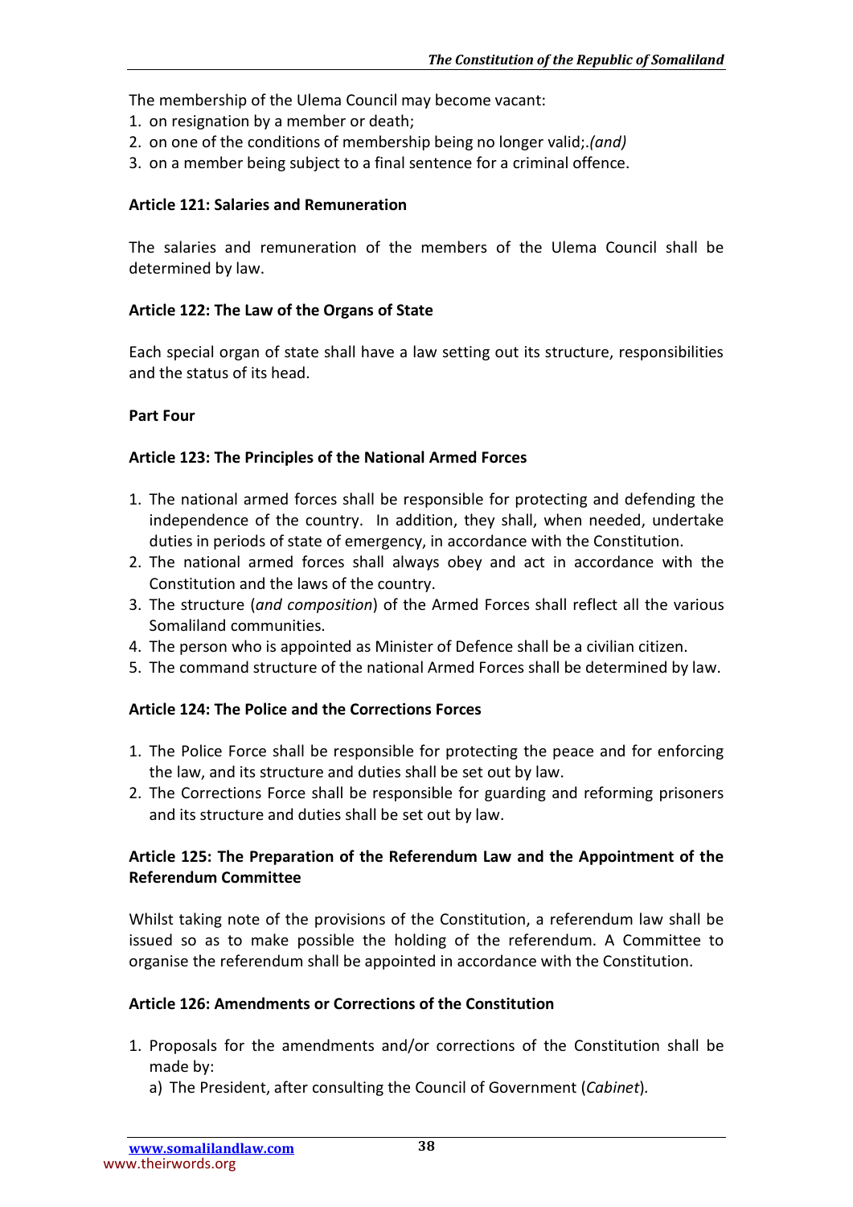The membership of the Ulema Council may become vacant:
1. on resignation by a member or death;
2. on one of the conditions of membership being no longer valid;.*(and)*
3. on a member being subject to a final sentence for a criminal offence.

**Article 121: Salaries and Remuneration**

The salaries and remuneration of the members of the Ulema Council shall be determined by law.

**Article 122: The Law of the Organs of State**

Each special organ of state shall have a law setting out its structure, responsibilities and the status of its head.

**Part Four**

**Article 123: The Principles of the National Armed Forces**

1. The national armed forces shall be responsible for protecting and defending the independence of the country. In addition, they shall, when needed, undertake duties in periods of state of emergency, in accordance with the Constitution.
2. The national armed forces shall always obey and act in accordance with the Constitution and the laws of the country.
3. The structure (*and composition*) of the Armed Forces shall reflect all the various Somaliland communities.
4. The person who is appointed as Minister of Defence shall be a civilian citizen.
5. The command structure of the national Armed Forces shall be determined by law.

**Article 124: The Police and the Corrections Forces**

1. The Police Force shall be responsible for protecting the peace and for enforcing the law, and its structure and duties shall be set out by law.
2. The Corrections Force shall be responsible for guarding and reforming prisoners and its structure and duties shall be set out by law.

**Article 125: The Preparation of the Referendum Law and the Appointment of the Referendum Committee**

Whilst taking note of the provisions of the Constitution, a referendum law shall be issued so as to make possible the holding of the referendum. A Committee to organise the referendum shall be appointed in accordance with the Constitution.

**Article 126: Amendments or Corrections of the Constitution**

1. Proposals for the amendments and/or corrections of the Constitution shall be made by:
   a) The President, after consulting the Council of Government (*Cabinet*).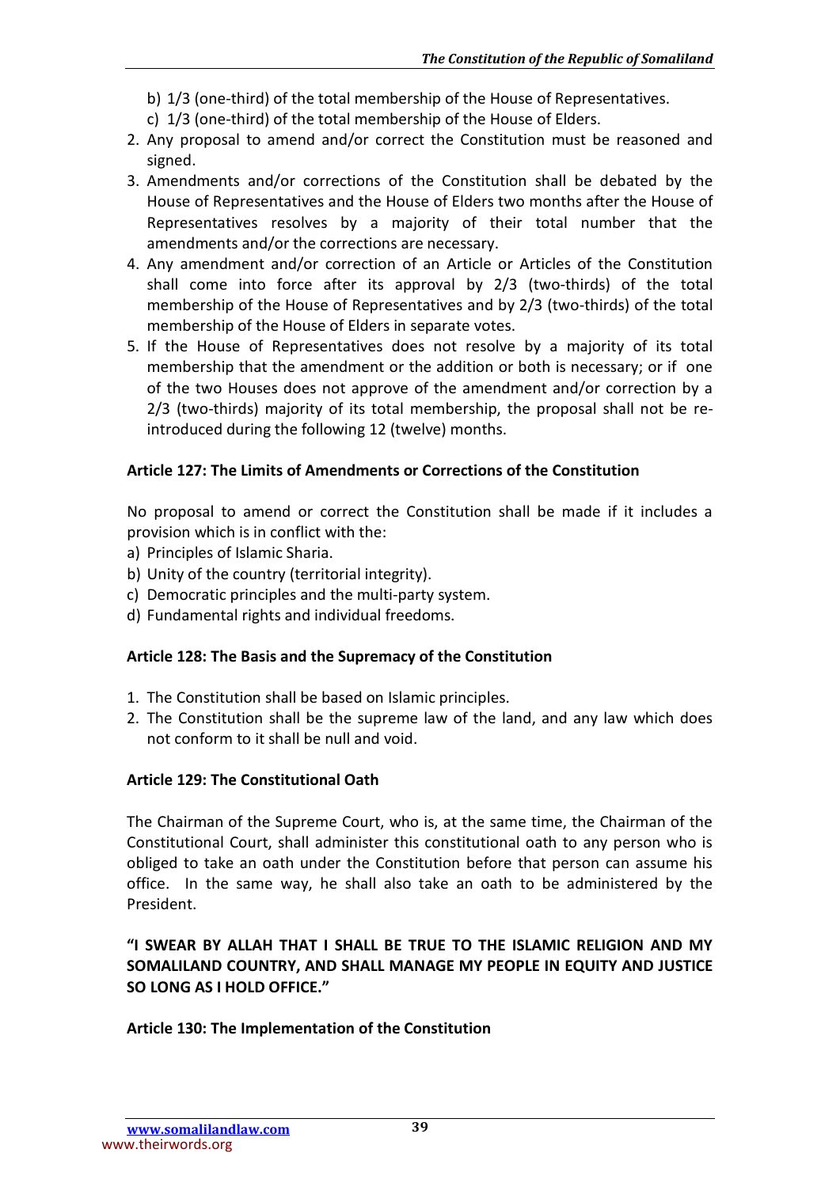b) 1/3 (one-third) of the total membership of the House of Representatives.
c) 1/3 (one-third) of the total membership of the House of Elders.

2. Any proposal to amend and/or correct the Constitution must be reasoned and signed.
3. Amendments and/or corrections of the Constitution shall be debated by the House of Representatives and the House of Elders two months after the House of Representatives resolves by a majority of their total number that the amendments and/or the corrections are necessary.
4. Any amendment and/or correction of an Article or Articles of the Constitution shall come into force after its approval by 2/3 (two-thirds) of the total membership of the House of Representatives and by 2/3 (two-thirds) of the total membership of the House of Elders in separate votes.
5. If the House of Representatives does not resolve by a majority of its total membership that the amendment or the addition or both is necessary; or if one of the two Houses does not approve of the amendment and/or correction by a 2/3 (two-thirds) majority of its total membership, the proposal shall not be re-introduced during the following 12 (twelve) months.

**Article 127: The Limits of Amendments or Corrections of the Constitution**

No proposal to amend or correct the Constitution shall be made if it includes a provision which is in conflict with the:

a) Principles of Islamic Sharia.
b) Unity of the country (territorial integrity).
c) Democratic principles and the multi-party system.
d) Fundamental rights and individual freedoms.

**Article 128: The Basis and the Supremacy of the Constitution**

1. The Constitution shall be based on Islamic principles.
2. The Constitution shall be the supreme law of the land, and any law which does not conform to it shall be null and void.

**Article 129: The Constitutional Oath**

The Chairman of the Supreme Court, who is, at the same time, the Chairman of the Constitutional Court, shall administer this constitutional oath to any person who is obliged to take an oath under the Constitution before that person can assume his office. In the same way, he shall also take an oath to be administered by the President.

**"I SWEAR BY ALLAH THAT I SHALL BE TRUE TO THE ISLAMIC RELIGION AND MY SOMALILAND COUNTRY, AND SHALL MANAGE MY PEOPLE IN EQUITY AND JUSTICE SO LONG AS I HOLD OFFICE."**

**Article 130: The Implementation of the Constitution**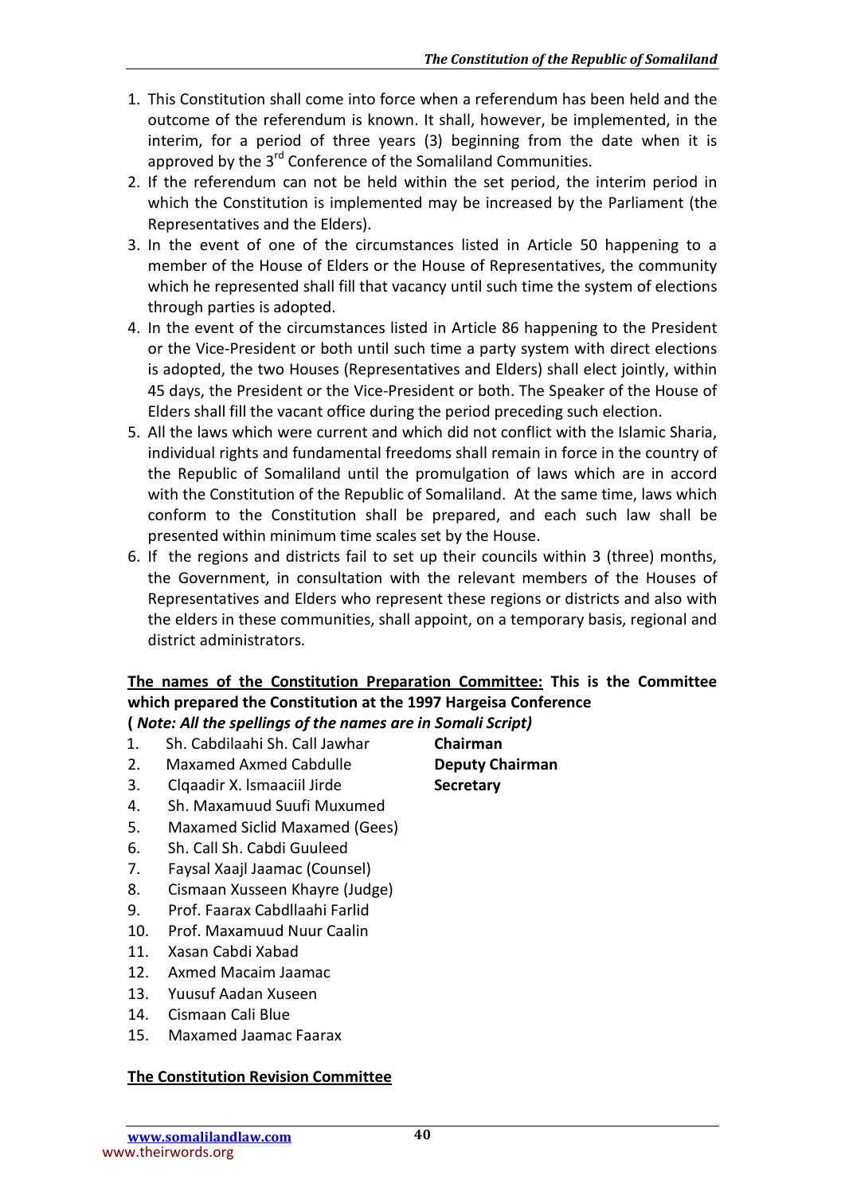1. This Constitution shall come into force when a referendum has been held and the outcome of the referendum is known. It shall, however, be implemented, in the interim, for a period of three years (3) beginning from the date when it is approved by the 3rd Conference of the Somaliland Communities.
2. If the referendum can not be held within the set period, the interim period in which the Constitution is implemented may be increased by the Parliament (the Representatives and the Elders).
3. In the event of one of the circumstances listed in Article 50 happening to a member of the House of Elders or the House of Representatives, the community which he represented shall fill that vacancy until such time the system of elections through parties is adopted.
4. In the event of the circumstances listed in Article 86 happening to the President or the Vice-President or both until such time a party system with direct elections is adopted, the two Houses (Representatives and Elders) shall elect jointly, within 45 days, the President or the Vice-President or both. The Speaker of the House of Elders shall fill the vacant office during the period preceding such election.
5. All the laws which were current and which did not conflict with the Islamic Sharia, individual rights and fundamental freedoms shall remain in force in the country of the Republic of Somaliland until the promulgation of laws which are in accord with the Constitution of the Republic of Somaliland. At the same time, laws which conform to the Constitution shall be prepared, and each such law shall be presented within minimum time scales set by the House.
6. If the regions and districts fail to set up their councils within 3 (three) months, the Government, in consultation with the relevant members of the Houses of Representatives and Elders who represent these regions or districts and also with the elders in these communities, shall appoint, on a temporary basis, regional and district administrators.

**The names of the Constitution Preparation Committee: This is the Committee which prepared the Constitution at the 1997 Hargeisa Conference**
**(*Note: All the spellings of the names are in Somali Script*)**

1. Sh. Cabdilaahi Sh. Call Jawhar — **Chairman**
2. Maxamed Axmed Cabdulle — **Deputy Chairman**
3. Clqaadir X. lsmaaciil Jirde — **Secretary**
4. Sh. Maxamuud Suufi Muxumed
5. Maxamed Siclid Maxamed (Gees)
6. Sh. Call Sh. Cabdi Guuleed
7. Faysal Xaajl Jaamac (Counsel)
8. Cismaan Xusseen Khayre (Judge)
9. Prof. Faarax Cabdllaahi Farlid
10. Prof. Maxamuud Nuur Caalin
11. Xasan Cabdi Xabad
12. Axmed Macaim Jaamac
13. Yuusuf Aadan Xuseen
14. Cismaan Cali Blue
15. Maxamed Jaamac Faarax

**The Constitution Revision Committee**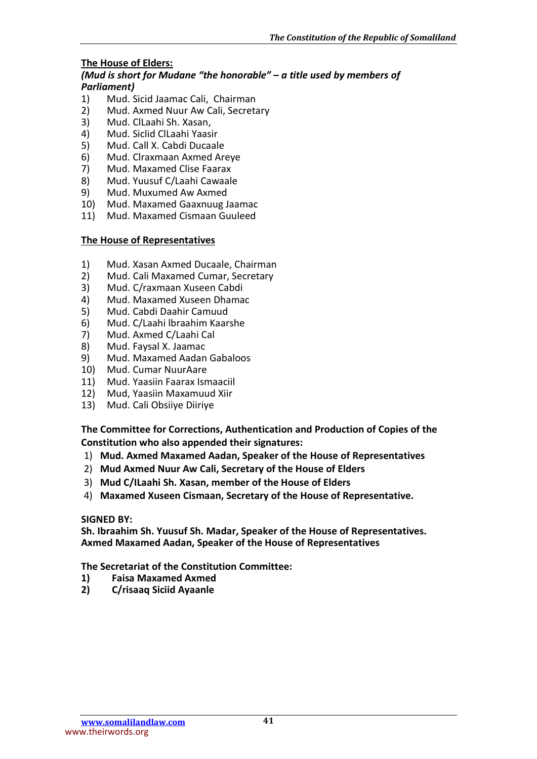**The House of Elders:**

***(Mud is short for Mudane "the honorable" – a title used by members of Parliament)***

1) Mud. Sicid Jaamac Cali, Chairman
2) Mud. Axmed Nuur Aw Cali, Secretary
3) Mud. ClLaahi Sh. Xasan,
4) Mud. Siclid ClLaahi Yaasir
5) Mud. Call X. Cabdi Ducaale
6) Mud. Clraxmaan Axmed Areye
7) Mud. Maxamed Clise Faarax
8) Mud. Yuusuf C/Laahi Cawaale
9) Mud. Muxumed Aw Axmed
10) Mud. Maxamed Gaaxnuug Jaamac
11) Mud. Maxamed Cismaan Guuleed

**The House of Representatives**

1) Mud. Xasan Axmed Ducaale, Chairman
2) Mud. Cali Maxamed Cumar, Secretary
3) Mud. C/raxmaan Xuseen Cabdi
4) Mud. Maxamed Xuseen Dhamac
5) Mud. Cabdi Daahir Camuud
6) Mud. C/Laahi lbraahim Kaarshe
7) Mud. Axmed C/Laahi Cal
8) Mud. Faysal X. Jaamac
9) Mud. Maxamed Aadan Gabaloos
10) Mud. Cumar NuurAare
11) Mud. Yaasiin Faarax Ismaaciil
12) Mud, Yaasiin Maxamuud Xiir
13) Mud. Cali Obsiiye Diiriye

**The Committee for Corrections, Authentication and Production of Copies of the Constitution who also appended their signatures:**

1) **Mud. Axmed Maxamed Aadan, Speaker of the House of Representatives**
2) **Mud Axmed Nuur Aw Cali, Secretary of the House of Elders**
3) **Mud C/ILaahi Sh. Xasan, member of the House of Elders**
4) **Maxamed Xuseen Cismaan, Secretary of the House of Representative.**

**SIGNED BY:**

**Sh. Ibraahim Sh. Yuusuf Sh. Madar, Speaker of the House of Representatives.**
**Axmed Maxamed Aadan, Speaker of the House of Representatives**

**The Secretariat of the Constitution Committee:**

1) **Faisa Maxamed Axmed**
2) **C/risaaq Siciid Ayaanle**